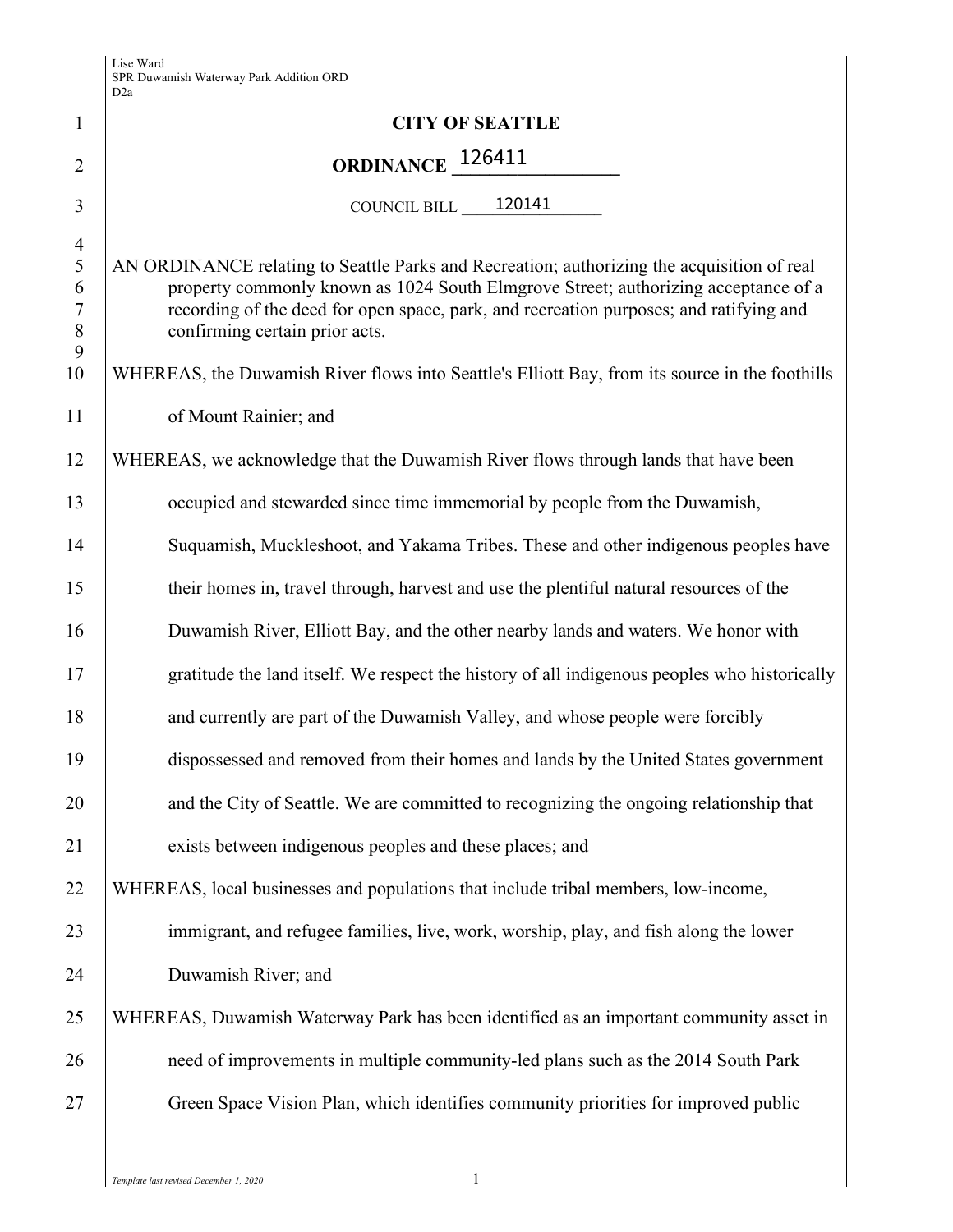# CITY OF SEATTLE

## ORDINANCE 126411

COUNCIL BILL 120141

AN ORDINANCE relating to Seattle Parks and Recreation; authorizing the acquisition of real property commonly known as 1024 South Elmgrove Street; authorizing acceptance of a recording of the deed for open space, park, and recreation purposes; and ratifying and confirming certain prior acts.

WHEREAS, the Duwamish River flows into Seattle's Elliott Bay, from its source in the foothills of Mount Rainier; and

WHEREAS, we acknowledge that the Duwamish River flows through lands that have been occupied and stewarded since time immemorial by people from the Duwamish, Suquamish, Muckleshoot, and Yakama Tribes. These and other indigenous peoples have their homes in, travel through, harvest and use the plentiful natural resources of the Duwamish River, Elliott Bay, and the other nearby lands and waters. We honor with gratitude the land itself. We respect the history of all indigenous peoples who historically and currently are part of the Duwamish Valley, and whose people were forcibly dispossessed and removed from their homes and lands by the United States government and the City of Seattle. We are committed to recognizing the ongoing relationship that exists between indigenous peoples and these places; and

WHEREAS, local businesses and populations that include tribal members, low-income, immigrant, and refugee families, live, work, worship, play, and fish along the lower Duwamish River; and

WHEREAS, Duwamish Waterway Park has been identified as an important community asset in need of improvements in multiple community-led plans such as the 2014 South Park Green Space Vision Plan, which identifies community priorities for improved public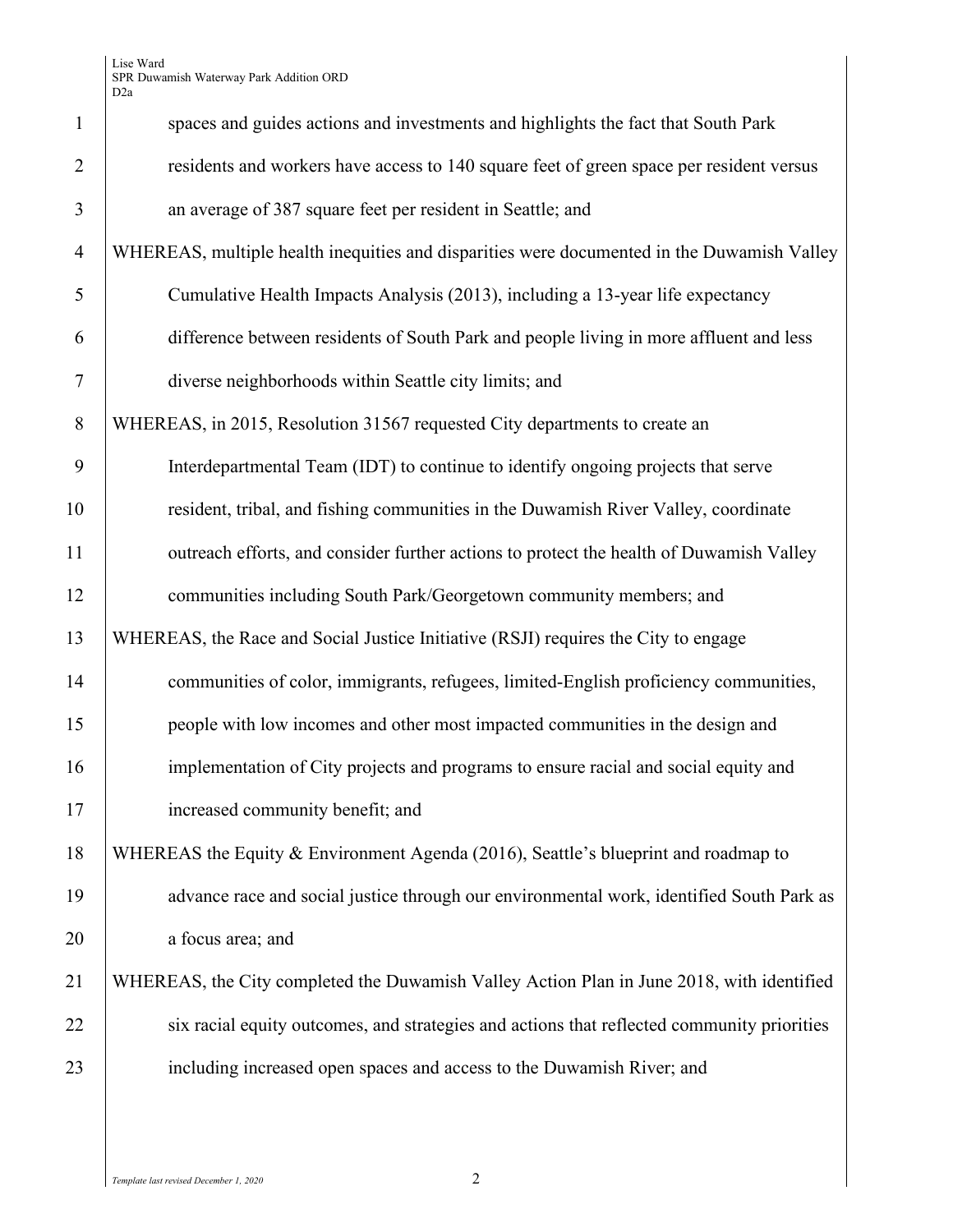spaces and guides actions and investments and highlights the fact that South Park residents and workers have access to 140 square feet of green space per resident versus an average of 387 square feet per resident in Seattle; and

WHEREAS, multiple health inequities and disparities were documented in the Duwamish Valley Cumulative Health Impacts Analysis (2013), including a 13-year life expectancy difference between residents of South Park and people living in more affluent and less diverse neighborhoods within Seattle city limits; and

WHEREAS, in 2015, Resolution 31567 requested City departments to create an Interdepartmental Team (IDT) to continue to identify ongoing projects that serve resident, tribal, and fishing communities in the Duwamish River Valley, coordinate outreach efforts, and consider further actions to protect the health of Duwamish Valley communities including South Park/Georgetown community members; and

WHEREAS, the Race and Social Justice Initiative (RSJI) requires the City to engage communities of color, immigrants, refugees, limited-English proficiency communities, people with low incomes and other most impacted communities in the design and implementation of City projects and programs to ensure racial and social equity and increased community benefit; and

WHEREAS the Equity & Environment Agenda (2016), Seattle's blueprint and roadmap to advance race and social justice through our environmental work, identified South Park as a focus area; and

WHEREAS, the City completed the Duwamish Valley Action Plan in June 2018, with identified six racial equity outcomes, and strategies and actions that reflected community priorities including increased open spaces and access to the Duwamish River; and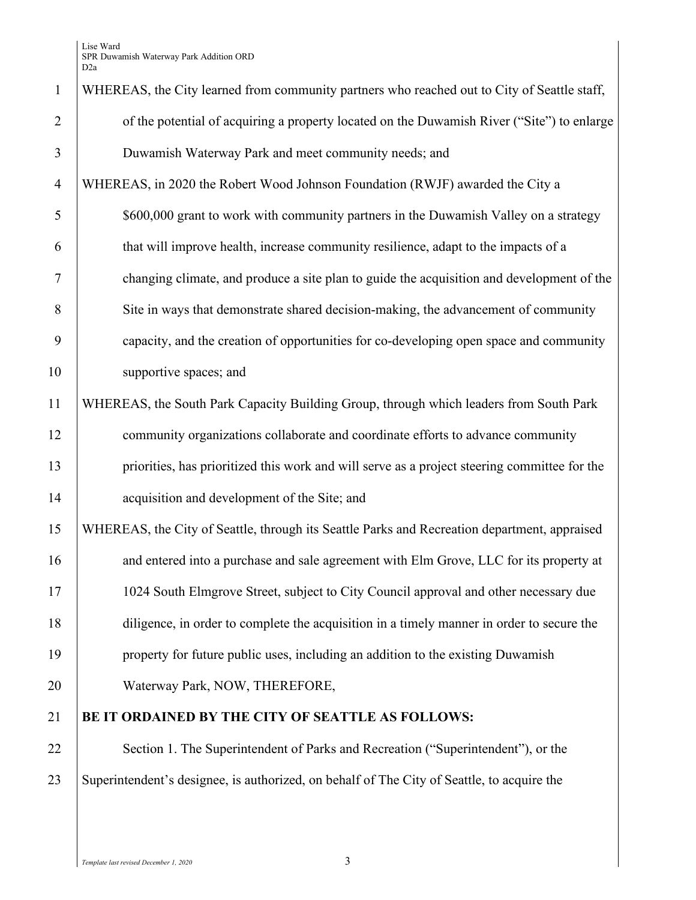WHEREAS, the City learned from community partners who reached out to City of Seattle staff, of the potential of acquiring a property located on the Duwamish River ("Site") to enlarge Duwamish Waterway Park and meet community needs; and

WHEREAS, in 2020 the Robert Wood Johnson Foundation (RWJF) awarded the City a $600,000 grant to work with community partners in the Duwamish Valley on a strategy that will improve health, increase community resilience, adapt to the impacts of a changing climate, and produce a site plan to guide the acquisition and development of the Site in ways that demonstrate shared decision-making, the advancement of community capacity, and the creation of opportunities for co-developing open space and community supportive spaces; and

WHEREAS, the South Park Capacity Building Group, through which leaders from South Park community organizations collaborate and coordinate efforts to advance community priorities, has prioritized this work and will serve as a project steering committee for the acquisition and development of the Site; and

WHEREAS, the City of Seattle, through its Seattle Parks and Recreation department, appraised and entered into a purchase and sale agreement with Elm Grove, LLC for its property at 1024 South Elmgrove Street, subject to City Council approval and other necessary due diligence, in order to complete the acquisition in a timely manner in order to secure the property for future public uses, including an addition to the existing Duwamish Waterway Park, NOW, THEREFORE,

**BE IT ORDAINED BY THE CITY OF SEATTLE AS FOLLOWS:**

Section 1. The Superintendent of Parks and Recreation ("Superintendent"), or the Superintendent's designee, is authorized, on behalf of The City of Seattle, to acquire the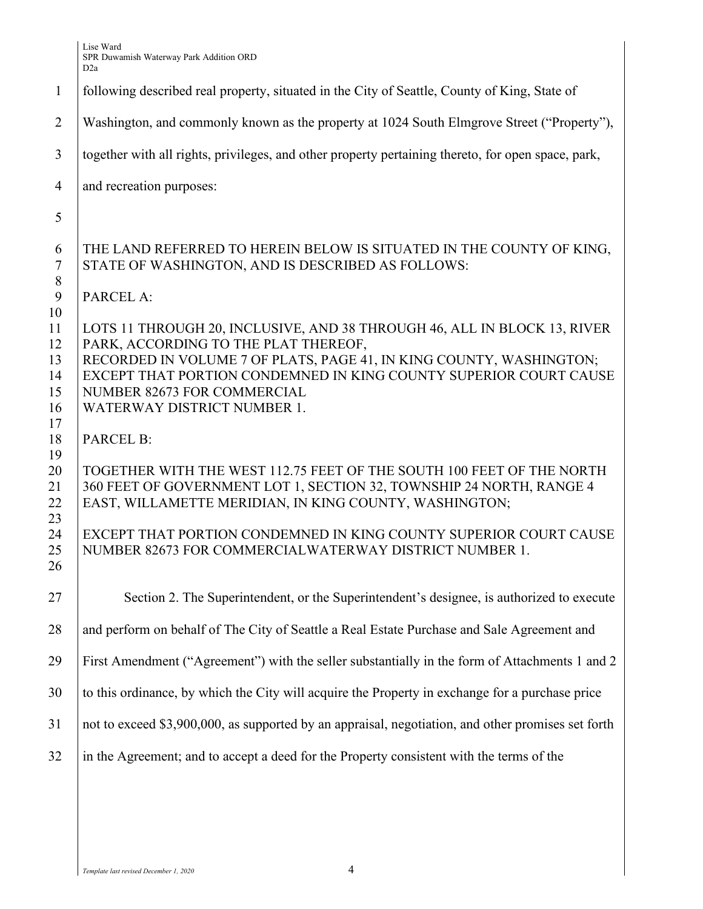following described real property, situated in the City of Seattle, County of King, State of Washington, and commonly known as the property at 1024 South Elmgrove Street ("Property"), together with all rights, privileges, and other property pertaining thereto, for open space, park, and recreation purposes:

THE LAND REFERRED TO HEREIN BELOW IS SITUATED IN THE COUNTY OF KING, STATE OF WASHINGTON, AND IS DESCRIBED AS FOLLOWS:

PARCEL A:

LOTS 11 THROUGH 20, INCLUSIVE, AND 38 THROUGH 46, ALL IN BLOCK 13, RIVER PARK, ACCORDING TO THE PLAT THEREOF, RECORDED IN VOLUME 7 OF PLATS, PAGE 41, IN KING COUNTY, WASHINGTON; EXCEPT THAT PORTION CONDEMNED IN KING COUNTY SUPERIOR COURT CAUSE NUMBER 82673 FOR COMMERCIAL WATERWAY DISTRICT NUMBER 1.

PARCEL B:

TOGETHER WITH THE WEST 112.75 FEET OF THE SOUTH 100 FEET OF THE NORTH 360 FEET OF GOVERNMENT LOT 1, SECTION 32, TOWNSHIP 24 NORTH, RANGE 4 EAST, WILLAMETTE MERIDIAN, IN KING COUNTY, WASHINGTON;

EXCEPT THAT PORTION CONDEMNED IN KING COUNTY SUPERIOR COURT CAUSE NUMBER 82673 FOR COMMERCIALWATERWAY DISTRICT NUMBER 1.

Section 2. The Superintendent, or the Superintendent's designee, is authorized to execute and perform on behalf of The City of Seattle a Real Estate Purchase and Sale Agreement and First Amendment ("Agreement") with the seller substantially in the form of Attachments 1 and 2 to this ordinance, by which the City will acquire the Property in exchange for a purchase price not to exceed $3,900,000, as supported by an appraisal, negotiation, and other promises set forth in the Agreement; and to accept a deed for the Property consistent with the terms of the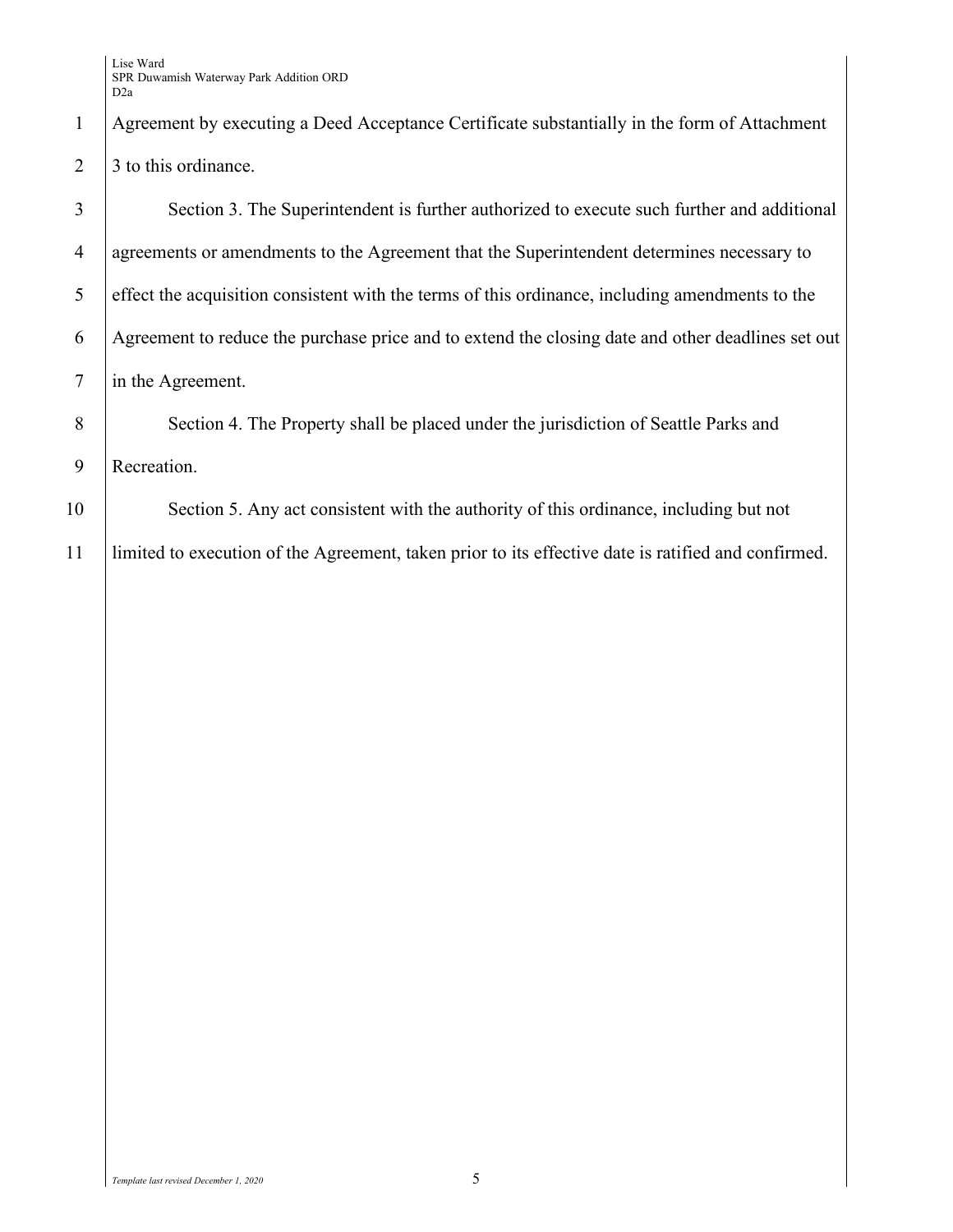Agreement by executing a Deed Acceptance Certificate substantially in the form of Attachment 3 to this ordinance.

Section 3. The Superintendent is further authorized to execute such further and additional agreements or amendments to the Agreement that the Superintendent determines necessary to effect the acquisition consistent with the terms of this ordinance, including amendments to the Agreement to reduce the purchase price and to extend the closing date and other deadlines set out in the Agreement.

Section 4. The Property shall be placed under the jurisdiction of Seattle Parks and Recreation.

Section 5. Any act consistent with the authority of this ordinance, including but not limited to execution of the Agreement, taken prior to its effective date is ratified and confirmed.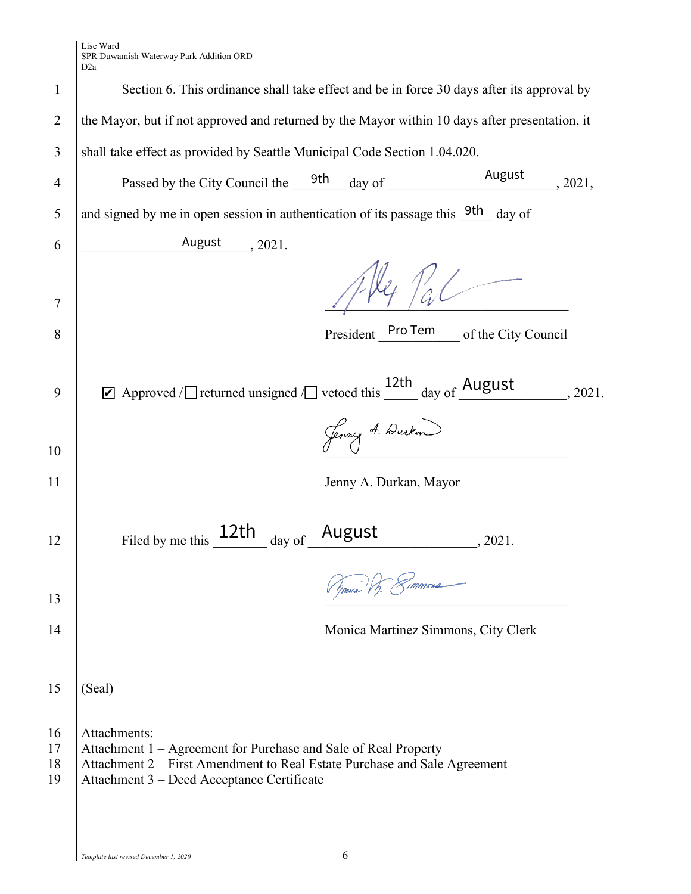Section 6. This ordinance shall take effect and be in force 30 days after its approval by the Mayor, but if not approved and returned by the Mayor within 10 days after presentation, it shall take effect as provided by Seattle Municipal Code Section 1.04.020.

Passed by the City Council the 9th day of August, 2021, and signed by me in open session in authentication of its passage this 9th day of August, 2021.

____________________________________

President Pro Tem of the City Council

☑ Approved / ☐ returned unsigned / ☐ vetoed this 12th day of August, 2021.

____________________________________

Jenny A. Durkan, Mayor

Filed by me this 12th day of August, 2021.

____________________________________

Monica Martinez Simmons, City Clerk

(Seal)

Attachments:
Attachment 1 – Agreement for Purchase and Sale of Real Property
Attachment 2 – First Amendment to Real Estate Purchase and Sale Agreement
Attachment 3 – Deed Acceptance Certificate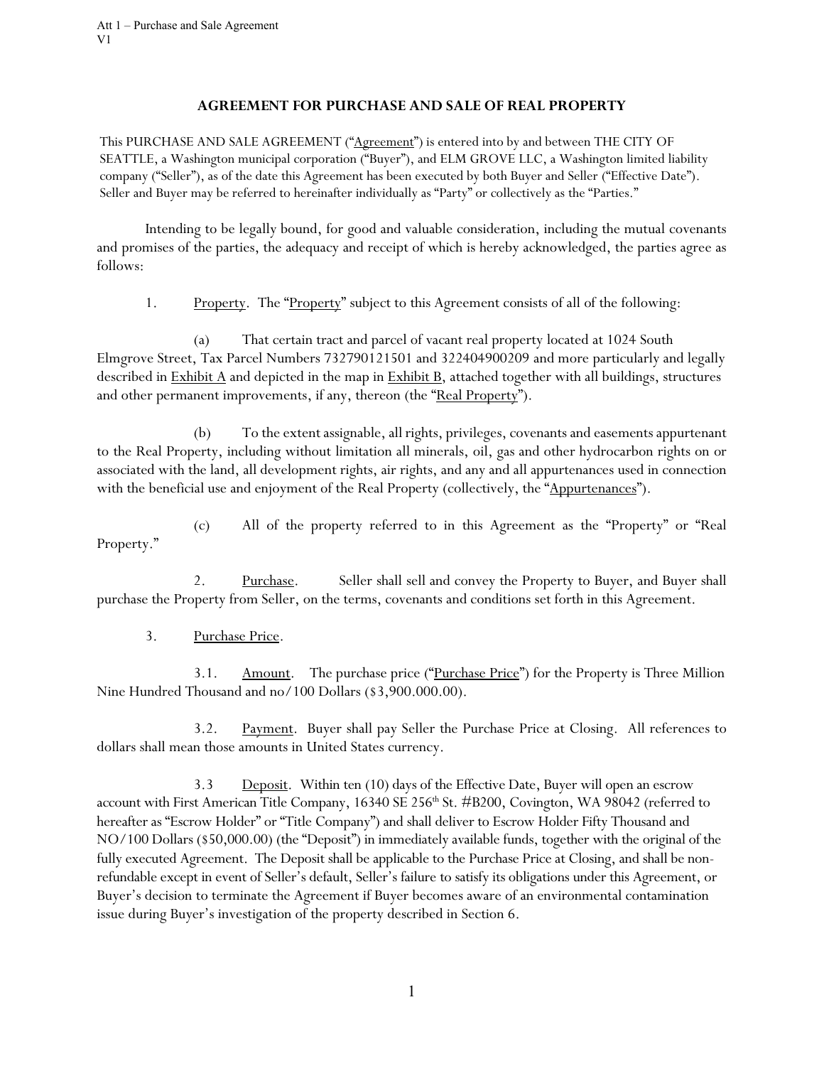## AGREEMENT FOR PURCHASE AND SALE OF REAL PROPERTY

This PURCHASE AND SALE AGREEMENT ("Agreement") is entered into by and between THE CITY OF SEATTLE, a Washington municipal corporation ("Buyer"), and ELM GROVE LLC, a Washington limited liability company ("Seller"), as of the date this Agreement has been executed by both Buyer and Seller ("Effective Date"). Seller and Buyer may be referred to hereinafter individually as "Party" or collectively as the "Parties."

Intending to be legally bound, for good and valuable consideration, including the mutual covenants and promises of the parties, the adequacy and receipt of which is hereby acknowledged, the parties agree as follows:

1. Property. The "Property" subject to this Agreement consists of all of the following:

(a) That certain tract and parcel of vacant real property located at 1024 South Elmgrove Street, Tax Parcel Numbers 732790121501 and 322404900209 and more particularly and legally described in Exhibit A and depicted in the map in Exhibit B, attached together with all buildings, structures and other permanent improvements, if any, thereon (the "Real Property").

(b) To the extent assignable, all rights, privileges, covenants and easements appurtenant to the Real Property, including without limitation all minerals, oil, gas and other hydrocarbon rights on or associated with the land, all development rights, air rights, and any and all appurtenances used in connection with the beneficial use and enjoyment of the Real Property (collectively, the "Appurtenances").

(c) All of the property referred to in this Agreement as the "Property" or "Real Property."

2. Purchase. Seller shall sell and convey the Property to Buyer, and Buyer shall purchase the Property from Seller, on the terms, covenants and conditions set forth in this Agreement.

3. Purchase Price.

3.1. Amount. The purchase price ("Purchase Price") for the Property is Three Million Nine Hundred Thousand and no/100 Dollars ($3,900.000.00).

3.2. Payment. Buyer shall pay Seller the Purchase Price at Closing. All references to dollars shall mean those amounts in United States currency.

3.3 Deposit. Within ten (10) days of the Effective Date, Buyer will open an escrow account with First American Title Company, 16340 SE 256th St. #B200, Covington, WA 98042 (referred to hereafter as "Escrow Holder" or "Title Company") and shall deliver to Escrow Holder Fifty Thousand and NO/100 Dollars ($50,000.00) (the "Deposit") in immediately available funds, together with the original of the fully executed Agreement. The Deposit shall be applicable to the Purchase Price at Closing, and shall be non-refundable except in event of Seller's default, Seller's failure to satisfy its obligations under this Agreement, or Buyer's decision to terminate the Agreement if Buyer becomes aware of an environmental contamination issue during Buyer's investigation of the property described in Section 6.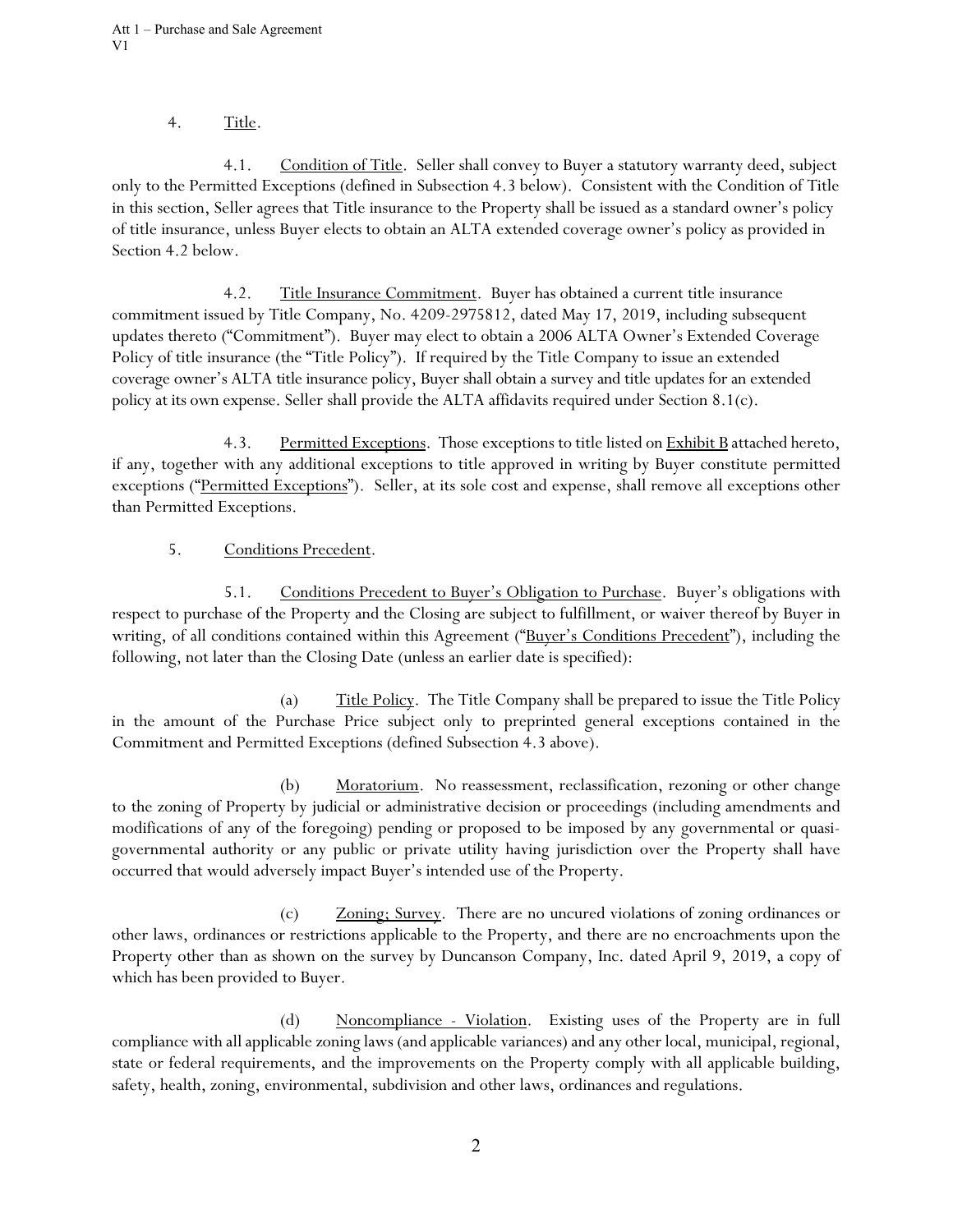4. Title.

4.1. Condition of Title. Seller shall convey to Buyer a statutory warranty deed, subject only to the Permitted Exceptions (defined in Subsection 4.3 below). Consistent with the Condition of Title in this section, Seller agrees that Title insurance to the Property shall be issued as a standard owner's policy of title insurance, unless Buyer elects to obtain an ALTA extended coverage owner's policy as provided in Section 4.2 below.

4.2. Title Insurance Commitment. Buyer has obtained a current title insurance commitment issued by Title Company, No. 4209-2975812, dated May 17, 2019, including subsequent updates thereto ("Commitment"). Buyer may elect to obtain a 2006 ALTA Owner's Extended Coverage Policy of title insurance (the "Title Policy"). If required by the Title Company to issue an extended coverage owner's ALTA title insurance policy, Buyer shall obtain a survey and title updates for an extended policy at its own expense. Seller shall provide the ALTA affidavits required under Section 8.1(c).

4.3. Permitted Exceptions. Those exceptions to title listed on Exhibit B attached hereto, if any, together with any additional exceptions to title approved in writing by Buyer constitute permitted exceptions ("Permitted Exceptions"). Seller, at its sole cost and expense, shall remove all exceptions other than Permitted Exceptions.

5. Conditions Precedent.

5.1. Conditions Precedent to Buyer's Obligation to Purchase. Buyer's obligations with respect to purchase of the Property and the Closing are subject to fulfillment, or waiver thereof by Buyer in writing, of all conditions contained within this Agreement ("Buyer's Conditions Precedent"), including the following, not later than the Closing Date (unless an earlier date is specified):

(a) Title Policy. The Title Company shall be prepared to issue the Title Policy in the amount of the Purchase Price subject only to preprinted general exceptions contained in the Commitment and Permitted Exceptions (defined Subsection 4.3 above).

(b) Moratorium. No reassessment, reclassification, rezoning or other change to the zoning of Property by judicial or administrative decision or proceedings (including amendments and modifications of any of the foregoing) pending or proposed to be imposed by any governmental or quasi-governmental authority or any public or private utility having jurisdiction over the Property shall have occurred that would adversely impact Buyer's intended use of the Property.

(c) Zoning; Survey. There are no uncured violations of zoning ordinances or other laws, ordinances or restrictions applicable to the Property, and there are no encroachments upon the Property other than as shown on the survey by Duncanson Company, Inc. dated April 9, 2019, a copy of which has been provided to Buyer.

(d) Noncompliance - Violation. Existing uses of the Property are in full compliance with all applicable zoning laws (and applicable variances) and any other local, municipal, regional, state or federal requirements, and the improvements on the Property comply with all applicable building, safety, health, zoning, environmental, subdivision and other laws, ordinances and regulations.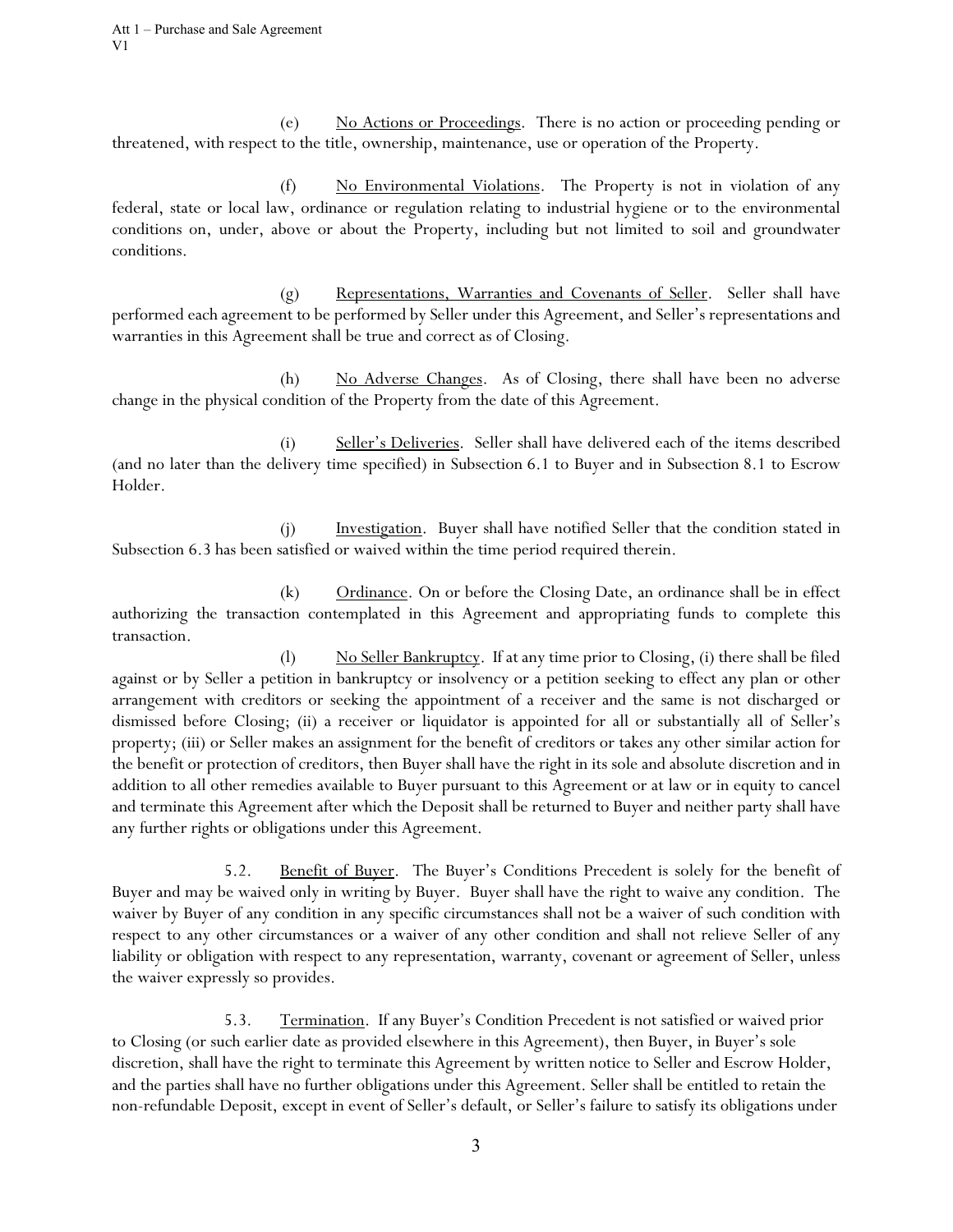(e) No Actions or Proceedings. There is no action or proceeding pending or threatened, with respect to the title, ownership, maintenance, use or operation of the Property.

(f) No Environmental Violations. The Property is not in violation of any federal, state or local law, ordinance or regulation relating to industrial hygiene or to the environmental conditions on, under, above or about the Property, including but not limited to soil and groundwater conditions.

(g) Representations, Warranties and Covenants of Seller. Seller shall have performed each agreement to be performed by Seller under this Agreement, and Seller's representations and warranties in this Agreement shall be true and correct as of Closing.

(h) No Adverse Changes. As of Closing, there shall have been no adverse change in the physical condition of the Property from the date of this Agreement.

(i) Seller's Deliveries. Seller shall have delivered each of the items described (and no later than the delivery time specified) in Subsection 6.1 to Buyer and in Subsection 8.1 to Escrow Holder.

(j) Investigation. Buyer shall have notified Seller that the condition stated in Subsection 6.3 has been satisfied or waived within the time period required therein.

(k) Ordinance. On or before the Closing Date, an ordinance shall be in effect authorizing the transaction contemplated in this Agreement and appropriating funds to complete this transaction.

(l) No Seller Bankruptcy. If at any time prior to Closing, (i) there shall be filed against or by Seller a petition in bankruptcy or insolvency or a petition seeking to effect any plan or other arrangement with creditors or seeking the appointment of a receiver and the same is not discharged or dismissed before Closing; (ii) a receiver or liquidator is appointed for all or substantially all of Seller's property; (iii) or Seller makes an assignment for the benefit of creditors or takes any other similar action for the benefit or protection of creditors, then Buyer shall have the right in its sole and absolute discretion and in addition to all other remedies available to Buyer pursuant to this Agreement or at law or in equity to cancel and terminate this Agreement after which the Deposit shall be returned to Buyer and neither party shall have any further rights or obligations under this Agreement.

5.2. Benefit of Buyer. The Buyer's Conditions Precedent is solely for the benefit of Buyer and may be waived only in writing by Buyer. Buyer shall have the right to waive any condition. The waiver by Buyer of any condition in any specific circumstances shall not be a waiver of such condition with respect to any other circumstances or a waiver of any other condition and shall not relieve Seller of any liability or obligation with respect to any representation, warranty, covenant or agreement of Seller, unless the waiver expressly so provides.

5.3. Termination. If any Buyer's Condition Precedent is not satisfied or waived prior to Closing (or such earlier date as provided elsewhere in this Agreement), then Buyer, in Buyer's sole discretion, shall have the right to terminate this Agreement by written notice to Seller and Escrow Holder, and the parties shall have no further obligations under this Agreement. Seller shall be entitled to retain the non-refundable Deposit, except in event of Seller's default, or Seller's failure to satisfy its obligations under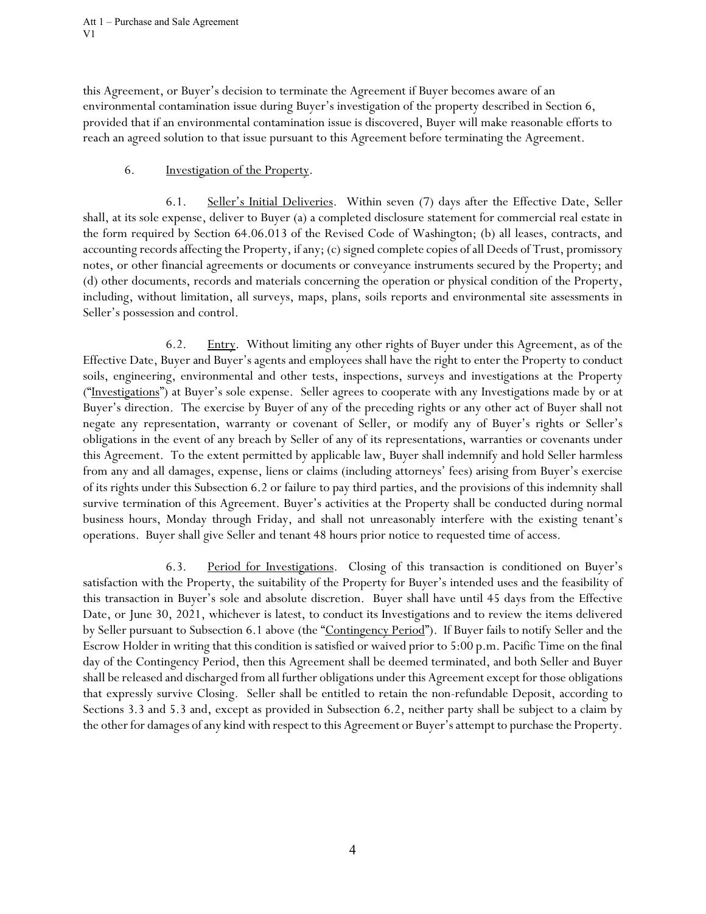this Agreement, or Buyer's decision to terminate the Agreement if Buyer becomes aware of an environmental contamination issue during Buyer's investigation of the property described in Section 6, provided that if an environmental contamination issue is discovered, Buyer will make reasonable efforts to reach an agreed solution to that issue pursuant to this Agreement before terminating the Agreement.

6. Investigation of the Property.

6.1. Seller's Initial Deliveries. Within seven (7) days after the Effective Date, Seller shall, at its sole expense, deliver to Buyer (a) a completed disclosure statement for commercial real estate in the form required by Section 64.06.013 of the Revised Code of Washington; (b) all leases, contracts, and accounting records affecting the Property, if any; (c) signed complete copies of all Deeds of Trust, promissory notes, or other financial agreements or documents or conveyance instruments secured by the Property; and (d) other documents, records and materials concerning the operation or physical condition of the Property, including, without limitation, all surveys, maps, plans, soils reports and environmental site assessments in Seller's possession and control.

6.2. Entry. Without limiting any other rights of Buyer under this Agreement, as of the Effective Date, Buyer and Buyer's agents and employees shall have the right to enter the Property to conduct soils, engineering, environmental and other tests, inspections, surveys and investigations at the Property ("Investigations") at Buyer's sole expense. Seller agrees to cooperate with any Investigations made by or at Buyer's direction. The exercise by Buyer of any of the preceding rights or any other act of Buyer shall not negate any representation, warranty or covenant of Seller, or modify any of Buyer's rights or Seller's obligations in the event of any breach by Seller of any of its representations, warranties or covenants under this Agreement. To the extent permitted by applicable law, Buyer shall indemnify and hold Seller harmless from any and all damages, expense, liens or claims (including attorneys' fees) arising from Buyer's exercise of its rights under this Subsection 6.2 or failure to pay third parties, and the provisions of this indemnity shall survive termination of this Agreement. Buyer's activities at the Property shall be conducted during normal business hours, Monday through Friday, and shall not unreasonably interfere with the existing tenant's operations. Buyer shall give Seller and tenant 48 hours prior notice to requested time of access.

6.3. Period for Investigations. Closing of this transaction is conditioned on Buyer's satisfaction with the Property, the suitability of the Property for Buyer's intended uses and the feasibility of this transaction in Buyer's sole and absolute discretion. Buyer shall have until 45 days from the Effective Date, or June 30, 2021, whichever is latest, to conduct its Investigations and to review the items delivered by Seller pursuant to Subsection 6.1 above (the "Contingency Period"). If Buyer fails to notify Seller and the Escrow Holder in writing that this condition is satisfied or waived prior to 5:00 p.m. Pacific Time on the final day of the Contingency Period, then this Agreement shall be deemed terminated, and both Seller and Buyer shall be released and discharged from all further obligations under this Agreement except for those obligations that expressly survive Closing. Seller shall be entitled to retain the non-refundable Deposit, according to Sections 3.3 and 5.3 and, except as provided in Subsection 6.2, neither party shall be subject to a claim by the other for damages of any kind with respect to this Agreement or Buyer's attempt to purchase the Property.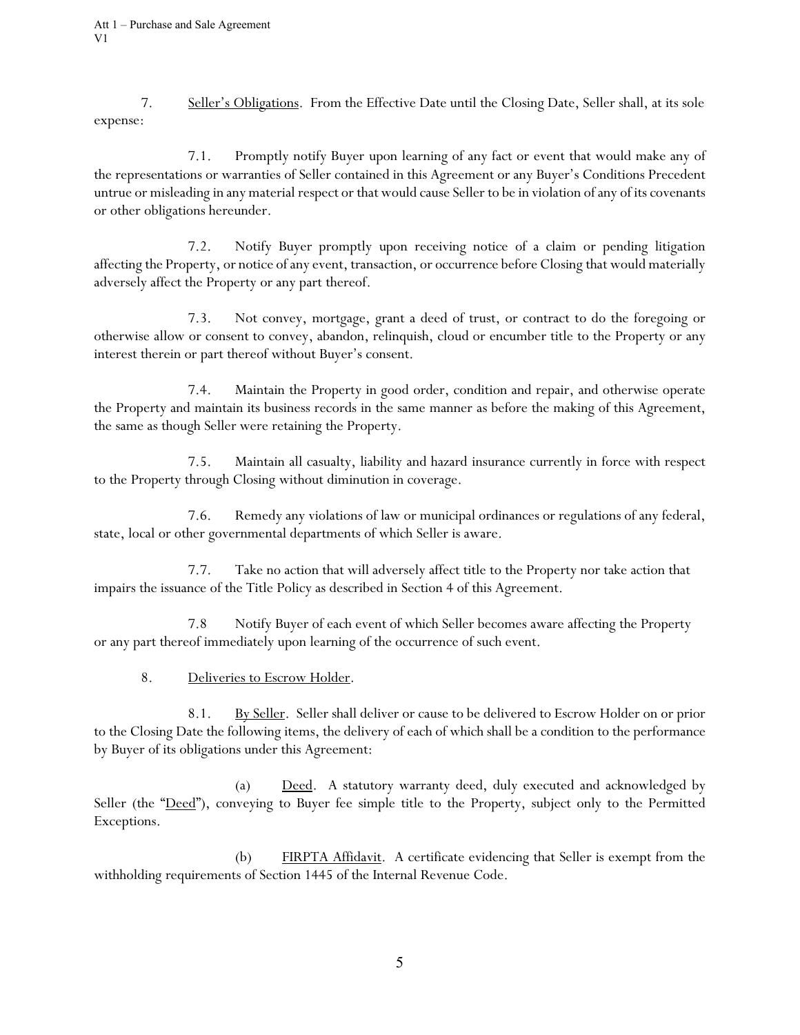7. Seller's Obligations. From the Effective Date until the Closing Date, Seller shall, at its sole expense:

7.1. Promptly notify Buyer upon learning of any fact or event that would make any of the representations or warranties of Seller contained in this Agreement or any Buyer's Conditions Precedent untrue or misleading in any material respect or that would cause Seller to be in violation of any of its covenants or other obligations hereunder.

7.2. Notify Buyer promptly upon receiving notice of a claim or pending litigation affecting the Property, or notice of any event, transaction, or occurrence before Closing that would materially adversely affect the Property or any part thereof.

7.3. Not convey, mortgage, grant a deed of trust, or contract to do the foregoing or otherwise allow or consent to convey, abandon, relinquish, cloud or encumber title to the Property or any interest therein or part thereof without Buyer's consent.

7.4. Maintain the Property in good order, condition and repair, and otherwise operate the Property and maintain its business records in the same manner as before the making of this Agreement, the same as though Seller were retaining the Property.

7.5. Maintain all casualty, liability and hazard insurance currently in force with respect to the Property through Closing without diminution in coverage.

7.6. Remedy any violations of law or municipal ordinances or regulations of any federal, state, local or other governmental departments of which Seller is aware.

7.7. Take no action that will adversely affect title to the Property nor take action that impairs the issuance of the Title Policy as described in Section 4 of this Agreement.

7.8 Notify Buyer of each event of which Seller becomes aware affecting the Property or any part thereof immediately upon learning of the occurrence of such event.

8. Deliveries to Escrow Holder.

8.1. By Seller. Seller shall deliver or cause to be delivered to Escrow Holder on or prior to the Closing Date the following items, the delivery of each of which shall be a condition to the performance by Buyer of its obligations under this Agreement:

(a) Deed. A statutory warranty deed, duly executed and acknowledged by Seller (the "Deed"), conveying to Buyer fee simple title to the Property, subject only to the Permitted Exceptions.

(b) FIRPTA Affidavit. A certificate evidencing that Seller is exempt from the withholding requirements of Section 1445 of the Internal Revenue Code.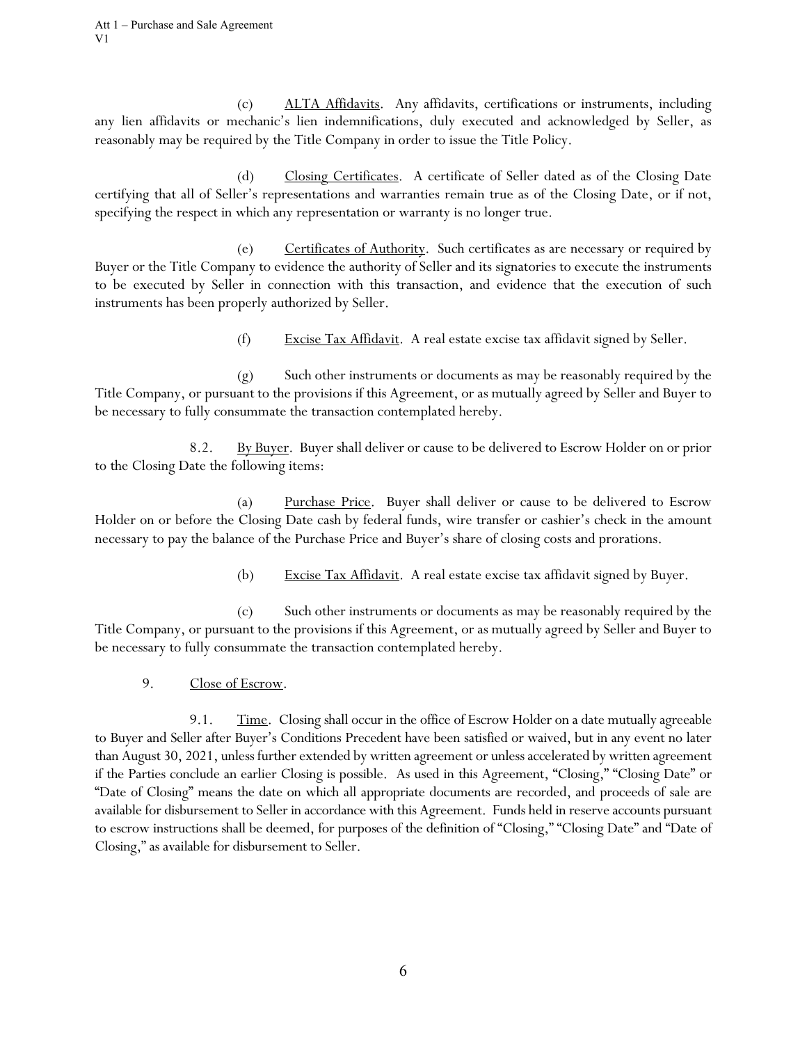(c) ALTA Affidavits. Any affidavits, certifications or instruments, including any lien affidavits or mechanic's lien indemnifications, duly executed and acknowledged by Seller, as reasonably may be required by the Title Company in order to issue the Title Policy.

(d) Closing Certificates. A certificate of Seller dated as of the Closing Date certifying that all of Seller's representations and warranties remain true as of the Closing Date, or if not, specifying the respect in which any representation or warranty is no longer true.

(e) Certificates of Authority. Such certificates as are necessary or required by Buyer or the Title Company to evidence the authority of Seller and its signatories to execute the instruments to be executed by Seller in connection with this transaction, and evidence that the execution of such instruments has been properly authorized by Seller.

(f) Excise Tax Affidavit. A real estate excise tax affidavit signed by Seller.

(g) Such other instruments or documents as may be reasonably required by the Title Company, or pursuant to the provisions if this Agreement, or as mutually agreed by Seller and Buyer to be necessary to fully consummate the transaction contemplated hereby.

8.2. By Buyer. Buyer shall deliver or cause to be delivered to Escrow Holder on or prior to the Closing Date the following items:

(a) Purchase Price. Buyer shall deliver or cause to be delivered to Escrow Holder on or before the Closing Date cash by federal funds, wire transfer or cashier's check in the amount necessary to pay the balance of the Purchase Price and Buyer's share of closing costs and prorations.

(b) Excise Tax Affidavit. A real estate excise tax affidavit signed by Buyer.

(c) Such other instruments or documents as may be reasonably required by the Title Company, or pursuant to the provisions if this Agreement, or as mutually agreed by Seller and Buyer to be necessary to fully consummate the transaction contemplated hereby.

9. Close of Escrow.

9.1. Time. Closing shall occur in the office of Escrow Holder on a date mutually agreeable to Buyer and Seller after Buyer's Conditions Precedent have been satisfied or waived, but in any event no later than August 30, 2021, unless further extended by written agreement or unless accelerated by written agreement if the Parties conclude an earlier Closing is possible. As used in this Agreement, "Closing," "Closing Date" or "Date of Closing" means the date on which all appropriate documents are recorded, and proceeds of sale are available for disbursement to Seller in accordance with this Agreement. Funds held in reserve accounts pursuant to escrow instructions shall be deemed, for purposes of the definition of "Closing," "Closing Date" and "Date of Closing," as available for disbursement to Seller.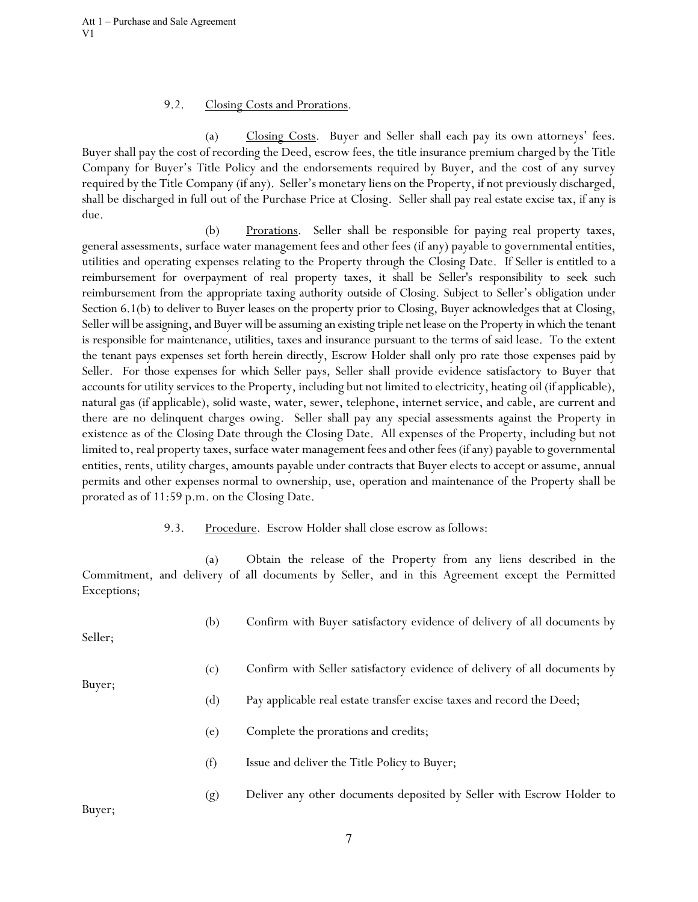9.2. Closing Costs and Prorations.

(a) Closing Costs. Buyer and Seller shall each pay its own attorneys' fees. Buyer shall pay the cost of recording the Deed, escrow fees, the title insurance premium charged by the Title Company for Buyer's Title Policy and the endorsements required by Buyer, and the cost of any survey required by the Title Company (if any). Seller's monetary liens on the Property, if not previously discharged, shall be discharged in full out of the Purchase Price at Closing. Seller shall pay real estate excise tax, if any is due.

(b) Prorations. Seller shall be responsible for paying real property taxes, general assessments, surface water management fees and other fees (if any) payable to governmental entities, utilities and operating expenses relating to the Property through the Closing Date. If Seller is entitled to a reimbursement for overpayment of real property taxes, it shall be Seller's responsibility to seek such reimbursement from the appropriate taxing authority outside of Closing. Subject to Seller's obligation under Section 6.1(b) to deliver to Buyer leases on the property prior to Closing, Buyer acknowledges that at Closing, Seller will be assigning, and Buyer will be assuming an existing triple net lease on the Property in which the tenant is responsible for maintenance, utilities, taxes and insurance pursuant to the terms of said lease. To the extent the tenant pays expenses set forth herein directly, Escrow Holder shall only pro rate those expenses paid by Seller. For those expenses for which Seller pays, Seller shall provide evidence satisfactory to Buyer that accounts for utility services to the Property, including but not limited to electricity, heating oil (if applicable), natural gas (if applicable), solid waste, water, sewer, telephone, internet service, and cable, are current and there are no delinquent charges owing. Seller shall pay any special assessments against the Property in existence as of the Closing Date through the Closing Date. All expenses of the Property, including but not limited to, real property taxes, surface water management fees and other fees (if any) payable to governmental entities, rents, utility charges, amounts payable under contracts that Buyer elects to accept or assume, annual permits and other expenses normal to ownership, use, operation and maintenance of the Property shall be prorated as of 11:59 p.m. on the Closing Date.

9.3. Procedure. Escrow Holder shall close escrow as follows:

(a) Obtain the release of the Property from any liens described in the Commitment, and delivery of all documents by Seller, and in this Agreement except the Permitted Exceptions;

(b) Confirm with Buyer satisfactory evidence of delivery of all documents by Seller;

(c) Confirm with Seller satisfactory evidence of delivery of all documents by Buyer;

(d) Pay applicable real estate transfer excise taxes and record the Deed;

(e) Complete the prorations and credits;

(f) Issue and deliver the Title Policy to Buyer;

(g) Deliver any other documents deposited by Seller with Escrow Holder to Buyer;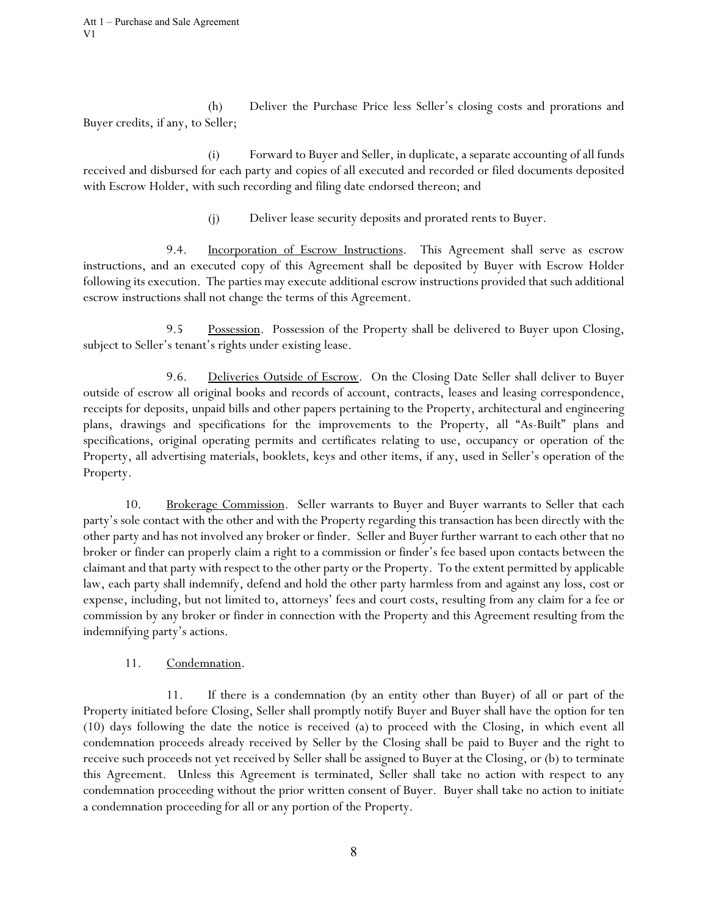(h) Deliver the Purchase Price less Seller's closing costs and prorations and Buyer credits, if any, to Seller;

(i) Forward to Buyer and Seller, in duplicate, a separate accounting of all funds received and disbursed for each party and copies of all executed and recorded or filed documents deposited with Escrow Holder, with such recording and filing date endorsed thereon; and

(j) Deliver lease security deposits and prorated rents to Buyer.

9.4. Incorporation of Escrow Instructions. This Agreement shall serve as escrow instructions, and an executed copy of this Agreement shall be deposited by Buyer with Escrow Holder following its execution. The parties may execute additional escrow instructions provided that such additional escrow instructions shall not change the terms of this Agreement.

9.5 Possession. Possession of the Property shall be delivered to Buyer upon Closing, subject to Seller's tenant's rights under existing lease.

9.6. Deliveries Outside of Escrow. On the Closing Date Seller shall deliver to Buyer outside of escrow all original books and records of account, contracts, leases and leasing correspondence, receipts for deposits, unpaid bills and other papers pertaining to the Property, architectural and engineering plans, drawings and specifications for the improvements to the Property, all "As-Built" plans and specifications, original operating permits and certificates relating to use, occupancy or operation of the Property, all advertising materials, booklets, keys and other items, if any, used in Seller's operation of the Property.

10. Brokerage Commission. Seller warrants to Buyer and Buyer warrants to Seller that each party's sole contact with the other and with the Property regarding this transaction has been directly with the other party and has not involved any broker or finder. Seller and Buyer further warrant to each other that no broker or finder can properly claim a right to a commission or finder's fee based upon contacts between the claimant and that party with respect to the other party or the Property. To the extent permitted by applicable law, each party shall indemnify, defend and hold the other party harmless from and against any loss, cost or expense, including, but not limited to, attorneys' fees and court costs, resulting from any claim for a fee or commission by any broker or finder in connection with the Property and this Agreement resulting from the indemnifying party's actions.

11. Condemnation.

11. If there is a condemnation (by an entity other than Buyer) of all or part of the Property initiated before Closing, Seller shall promptly notify Buyer and Buyer shall have the option for ten (10) days following the date the notice is received (a) to proceed with the Closing, in which event all condemnation proceeds already received by Seller by the Closing shall be paid to Buyer and the right to receive such proceeds not yet received by Seller shall be assigned to Buyer at the Closing, or (b) to terminate this Agreement. Unless this Agreement is terminated, Seller shall take no action with respect to any condemnation proceeding without the prior written consent of Buyer. Buyer shall take no action to initiate a condemnation proceeding for all or any portion of the Property.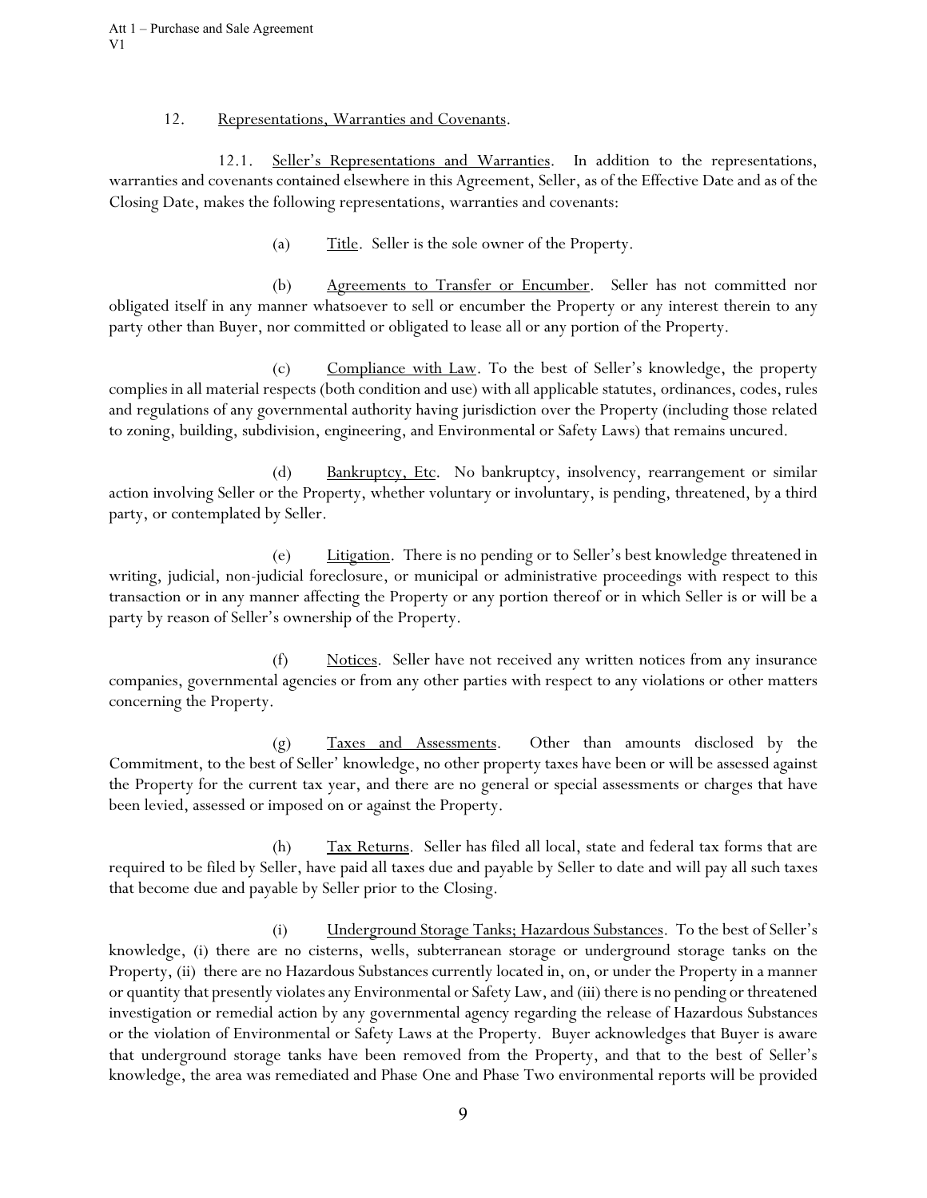12. Representations, Warranties and Covenants.

12.1. Seller's Representations and Warranties. In addition to the representations, warranties and covenants contained elsewhere in this Agreement, Seller, as of the Effective Date and as of the Closing Date, makes the following representations, warranties and covenants:

(a) Title. Seller is the sole owner of the Property.

(b) Agreements to Transfer or Encumber. Seller has not committed nor obligated itself in any manner whatsoever to sell or encumber the Property or any interest therein to any party other than Buyer, nor committed or obligated to lease all or any portion of the Property.

(c) Compliance with Law. To the best of Seller's knowledge, the property complies in all material respects (both condition and use) with all applicable statutes, ordinances, codes, rules and regulations of any governmental authority having jurisdiction over the Property (including those related to zoning, building, subdivision, engineering, and Environmental or Safety Laws) that remains uncured.

(d) Bankruptcy, Etc. No bankruptcy, insolvency, rearrangement or similar action involving Seller or the Property, whether voluntary or involuntary, is pending, threatened, by a third party, or contemplated by Seller.

(e) Litigation. There is no pending or to Seller's best knowledge threatened in writing, judicial, non-judicial foreclosure, or municipal or administrative proceedings with respect to this transaction or in any manner affecting the Property or any portion thereof or in which Seller is or will be a party by reason of Seller's ownership of the Property.

(f) Notices. Seller have not received any written notices from any insurance companies, governmental agencies or from any other parties with respect to any violations or other matters concerning the Property.

(g) Taxes and Assessments. Other than amounts disclosed by the Commitment, to the best of Seller' knowledge, no other property taxes have been or will be assessed against the Property for the current tax year, and there are no general or special assessments or charges that have been levied, assessed or imposed on or against the Property.

(h) Tax Returns. Seller has filed all local, state and federal tax forms that are required to be filed by Seller, have paid all taxes due and payable by Seller to date and will pay all such taxes that become due and payable by Seller prior to the Closing.

(i) Underground Storage Tanks; Hazardous Substances. To the best of Seller's knowledge, (i) there are no cisterns, wells, subterranean storage or underground storage tanks on the Property, (ii) there are no Hazardous Substances currently located in, on, or under the Property in a manner or quantity that presently violates any Environmental or Safety Law, and (iii) there is no pending or threatened investigation or remedial action by any governmental agency regarding the release of Hazardous Substances or the violation of Environmental or Safety Laws at the Property. Buyer acknowledges that Buyer is aware that underground storage tanks have been removed from the Property, and that to the best of Seller's knowledge, the area was remediated and Phase One and Phase Two environmental reports will be provided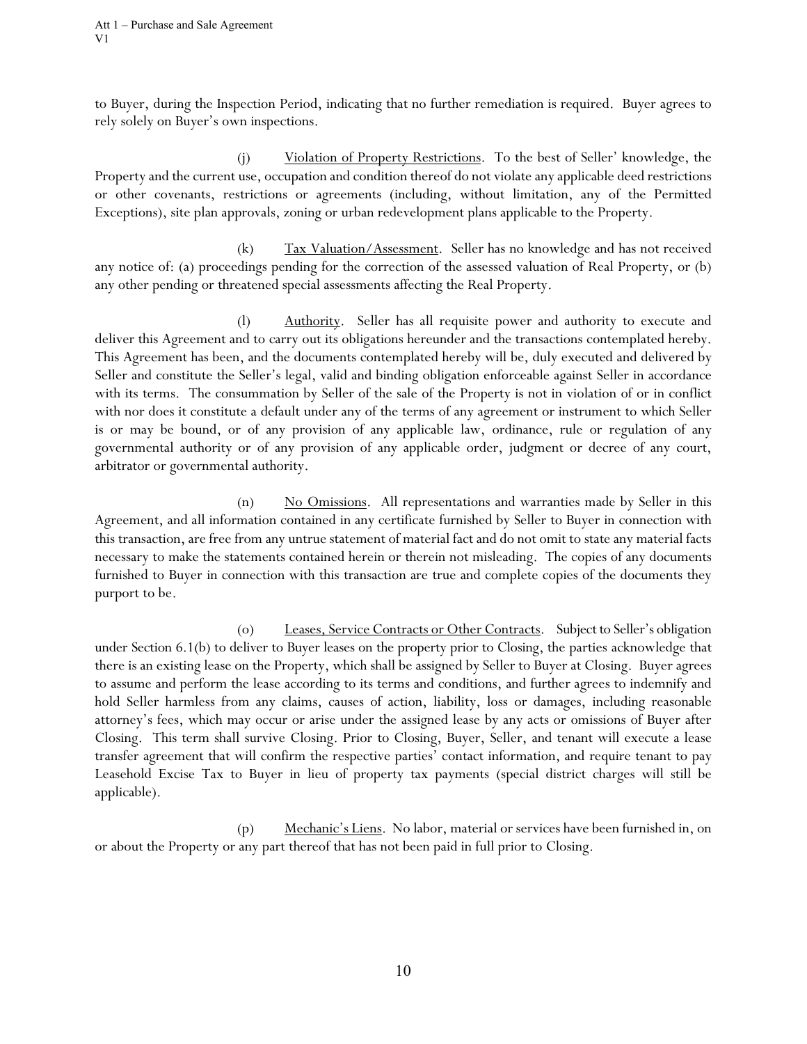to Buyer, during the Inspection Period, indicating that no further remediation is required. Buyer agrees to rely solely on Buyer's own inspections.

(j) Violation of Property Restrictions. To the best of Seller' knowledge, the Property and the current use, occupation and condition thereof do not violate any applicable deed restrictions or other covenants, restrictions or agreements (including, without limitation, any of the Permitted Exceptions), site plan approvals, zoning or urban redevelopment plans applicable to the Property.

(k) Tax Valuation/Assessment. Seller has no knowledge and has not received any notice of: (a) proceedings pending for the correction of the assessed valuation of Real Property, or (b) any other pending or threatened special assessments affecting the Real Property.

(l) Authority. Seller has all requisite power and authority to execute and deliver this Agreement and to carry out its obligations hereunder and the transactions contemplated hereby. This Agreement has been, and the documents contemplated hereby will be, duly executed and delivered by Seller and constitute the Seller's legal, valid and binding obligation enforceable against Seller in accordance with its terms. The consummation by Seller of the sale of the Property is not in violation of or in conflict with nor does it constitute a default under any of the terms of any agreement or instrument to which Seller is or may be bound, or of any provision of any applicable law, ordinance, rule or regulation of any governmental authority or of any provision of any applicable order, judgment or decree of any court, arbitrator or governmental authority.

(n) No Omissions. All representations and warranties made by Seller in this Agreement, and all information contained in any certificate furnished by Seller to Buyer in connection with this transaction, are free from any untrue statement of material fact and do not omit to state any material facts necessary to make the statements contained herein or therein not misleading. The copies of any documents furnished to Buyer in connection with this transaction are true and complete copies of the documents they purport to be.

(o) Leases, Service Contracts or Other Contracts. Subject to Seller's obligation under Section 6.1(b) to deliver to Buyer leases on the property prior to Closing, the parties acknowledge that there is an existing lease on the Property, which shall be assigned by Seller to Buyer at Closing. Buyer agrees to assume and perform the lease according to its terms and conditions, and further agrees to indemnify and hold Seller harmless from any claims, causes of action, liability, loss or damages, including reasonable attorney's fees, which may occur or arise under the assigned lease by any acts or omissions of Buyer after Closing. This term shall survive Closing. Prior to Closing, Buyer, Seller, and tenant will execute a lease transfer agreement that will confirm the respective parties' contact information, and require tenant to pay Leasehold Excise Tax to Buyer in lieu of property tax payments (special district charges will still be applicable).

(p) Mechanic's Liens. No labor, material or services have been furnished in, on or about the Property or any part thereof that has not been paid in full prior to Closing.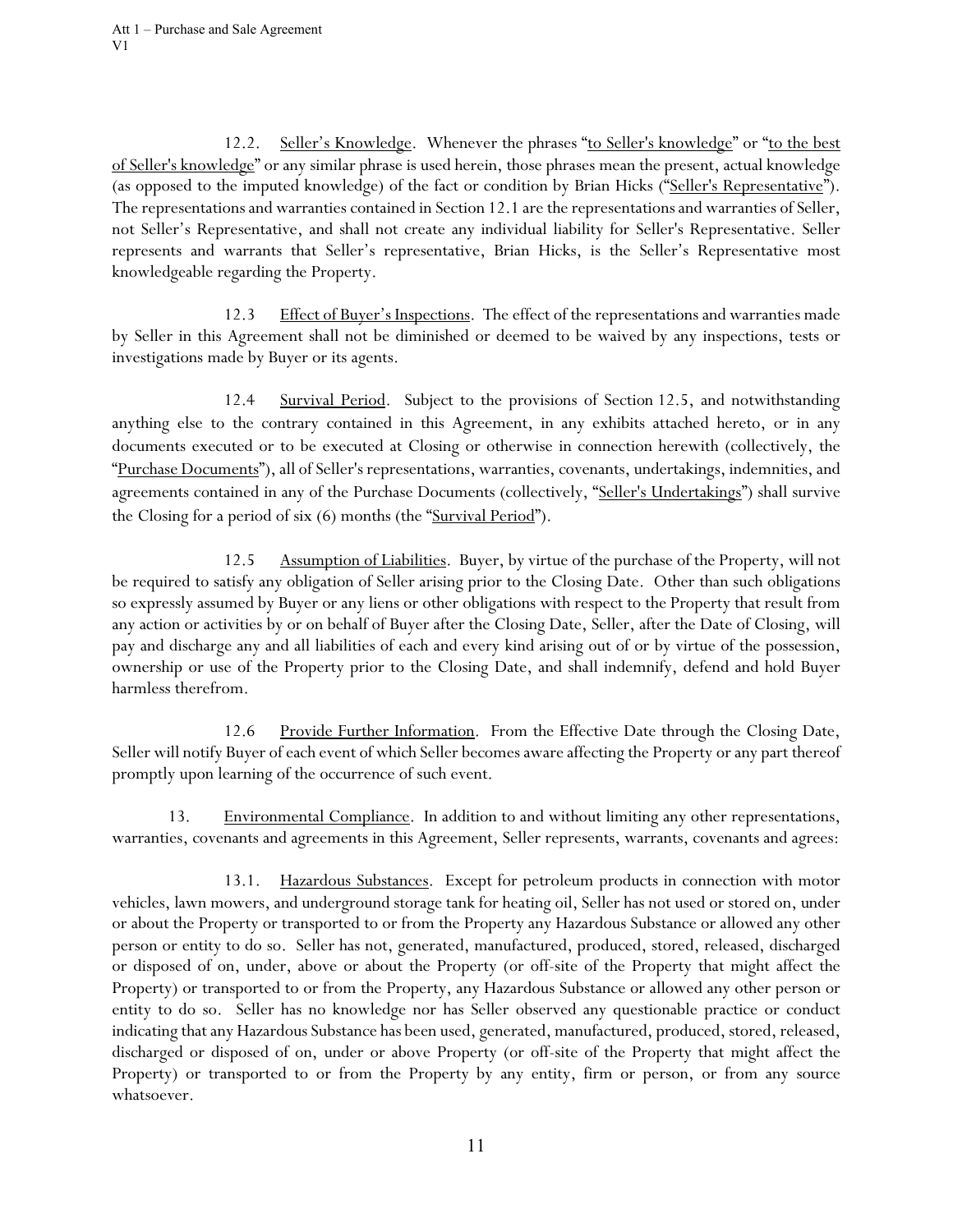12.2. Seller's Knowledge. Whenever the phrases "to Seller's knowledge" or "to the best of Seller's knowledge" or any similar phrase is used herein, those phrases mean the present, actual knowledge (as opposed to the imputed knowledge) of the fact or condition by Brian Hicks ("Seller's Representative"). The representations and warranties contained in Section 12.1 are the representations and warranties of Seller, not Seller's Representative, and shall not create any individual liability for Seller's Representative. Seller represents and warrants that Seller's representative, Brian Hicks, is the Seller's Representative most knowledgeable regarding the Property.

12.3 Effect of Buyer's Inspections. The effect of the representations and warranties made by Seller in this Agreement shall not be diminished or deemed to be waived by any inspections, tests or investigations made by Buyer or its agents.

12.4 Survival Period. Subject to the provisions of Section 12.5, and notwithstanding anything else to the contrary contained in this Agreement, in any exhibits attached hereto, or in any documents executed or to be executed at Closing or otherwise in connection herewith (collectively, the "Purchase Documents"), all of Seller's representations, warranties, covenants, undertakings, indemnities, and agreements contained in any of the Purchase Documents (collectively, "Seller's Undertakings") shall survive the Closing for a period of six (6) months (the "Survival Period").

12.5 Assumption of Liabilities. Buyer, by virtue of the purchase of the Property, will not be required to satisfy any obligation of Seller arising prior to the Closing Date. Other than such obligations so expressly assumed by Buyer or any liens or other obligations with respect to the Property that result from any action or activities by or on behalf of Buyer after the Closing Date, Seller, after the Date of Closing, will pay and discharge any and all liabilities of each and every kind arising out of or by virtue of the possession, ownership or use of the Property prior to the Closing Date, and shall indemnify, defend and hold Buyer harmless therefrom.

12.6 Provide Further Information. From the Effective Date through the Closing Date, Seller will notify Buyer of each event of which Seller becomes aware affecting the Property or any part thereof promptly upon learning of the occurrence of such event.

13. Environmental Compliance. In addition to and without limiting any other representations, warranties, covenants and agreements in this Agreement, Seller represents, warrants, covenants and agrees:

13.1. Hazardous Substances. Except for petroleum products in connection with motor vehicles, lawn mowers, and underground storage tank for heating oil, Seller has not used or stored on, under or about the Property or transported to or from the Property any Hazardous Substance or allowed any other person or entity to do so. Seller has not, generated, manufactured, produced, stored, released, discharged or disposed of on, under, above or about the Property (or off-site of the Property that might affect the Property) or transported to or from the Property, any Hazardous Substance or allowed any other person or entity to do so. Seller has no knowledge nor has Seller observed any questionable practice or conduct indicating that any Hazardous Substance has been used, generated, manufactured, produced, stored, released, discharged or disposed of on, under or above Property (or off-site of the Property that might affect the Property) or transported to or from the Property by any entity, firm or person, or from any source whatsoever.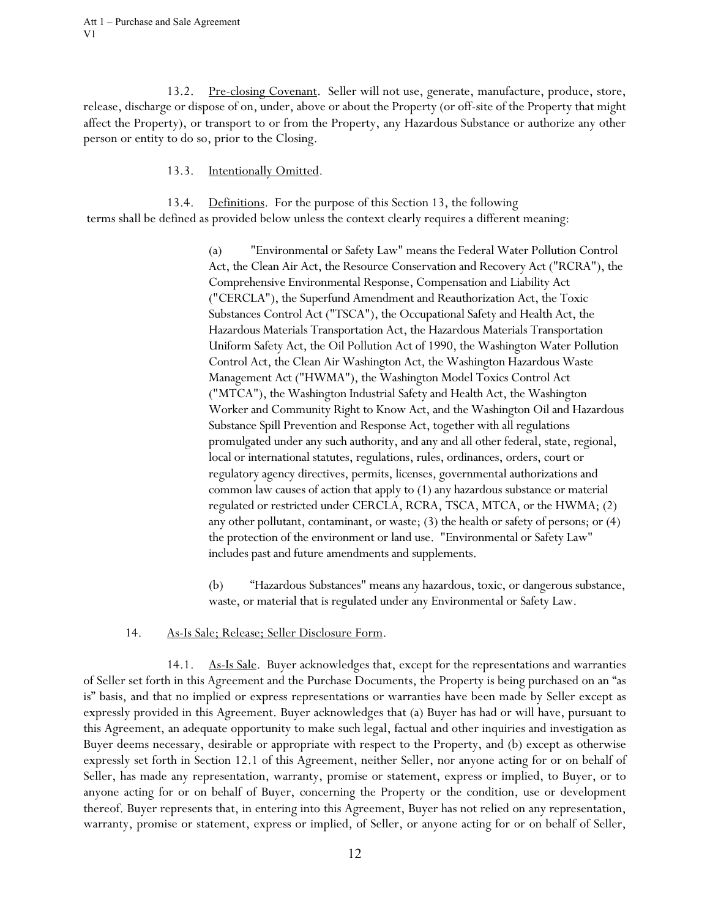13.2. Pre-closing Covenant. Seller will not use, generate, manufacture, produce, store, release, discharge or dispose of on, under, above or about the Property (or off-site of the Property that might affect the Property), or transport to or from the Property, any Hazardous Substance or authorize any other person or entity to do so, prior to the Closing.

13.3. Intentionally Omitted.

13.4. Definitions. For the purpose of this Section 13, the following terms shall be defined as provided below unless the context clearly requires a different meaning:

> (a) "Environmental or Safety Law" means the Federal Water Pollution Control Act, the Clean Air Act, the Resource Conservation and Recovery Act ("RCRA"), the Comprehensive Environmental Response, Compensation and Liability Act ("CERCLA"), the Superfund Amendment and Reauthorization Act, the Toxic Substances Control Act ("TSCA"), the Occupational Safety and Health Act, the Hazardous Materials Transportation Act, the Hazardous Materials Transportation Uniform Safety Act, the Oil Pollution Act of 1990, the Washington Water Pollution Control Act, the Clean Air Washington Act, the Washington Hazardous Waste Management Act ("HWMA"), the Washington Model Toxics Control Act ("MTCA"), the Washington Industrial Safety and Health Act, the Washington Worker and Community Right to Know Act, and the Washington Oil and Hazardous Substance Spill Prevention and Response Act, together with all regulations promulgated under any such authority, and any and all other federal, state, regional, local or international statutes, regulations, rules, ordinances, orders, court or regulatory agency directives, permits, licenses, governmental authorizations and common law causes of action that apply to (1) any hazardous substance or material regulated or restricted under CERCLA, RCRA, TSCA, MTCA, or the HWMA; (2) any other pollutant, contaminant, or waste; (3) the health or safety of persons; or (4) the protection of the environment or land use. "Environmental or Safety Law" includes past and future amendments and supplements.
>
> (b) "Hazardous Substances" means any hazardous, toxic, or dangerous substance, waste, or material that is regulated under any Environmental or Safety Law.

14. As-Is Sale; Release; Seller Disclosure Form.

14.1. As-Is Sale. Buyer acknowledges that, except for the representations and warranties of Seller set forth in this Agreement and the Purchase Documents, the Property is being purchased on an "as is" basis, and that no implied or express representations or warranties have been made by Seller except as expressly provided in this Agreement. Buyer acknowledges that (a) Buyer has had or will have, pursuant to this Agreement, an adequate opportunity to make such legal, factual and other inquiries and investigation as Buyer deems necessary, desirable or appropriate with respect to the Property, and (b) except as otherwise expressly set forth in Section 12.1 of this Agreement, neither Seller, nor anyone acting for or on behalf of Seller, has made any representation, warranty, promise or statement, express or implied, to Buyer, or to anyone acting for or on behalf of Buyer, concerning the Property or the condition, use or development thereof. Buyer represents that, in entering into this Agreement, Buyer has not relied on any representation, warranty, promise or statement, express or implied, of Seller, or anyone acting for or on behalf of Seller,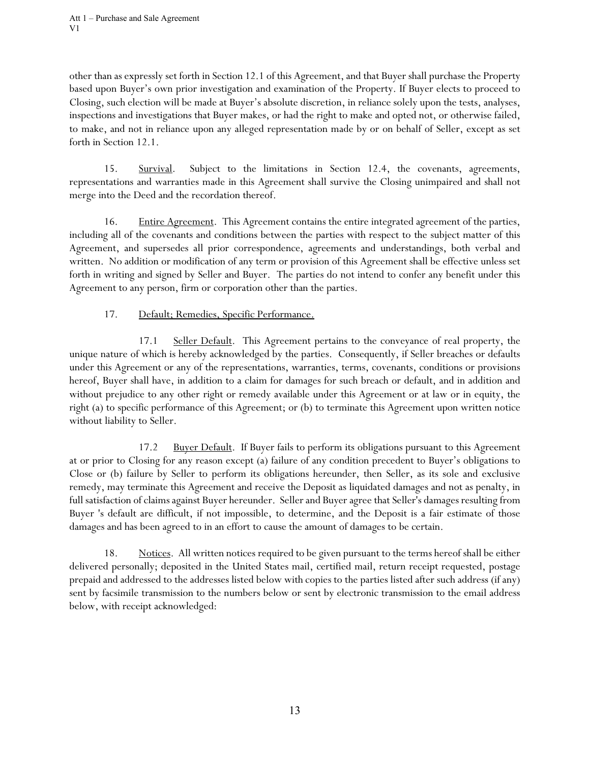other than as expressly set forth in Section 12.1 of this Agreement, and that Buyer shall purchase the Property based upon Buyer's own prior investigation and examination of the Property. If Buyer elects to proceed to Closing, such election will be made at Buyer's absolute discretion, in reliance solely upon the tests, analyses, inspections and investigations that Buyer makes, or had the right to make and opted not, or otherwise failed, to make, and not in reliance upon any alleged representation made by or on behalf of Seller, except as set forth in Section 12.1.

15. Survival. Subject to the limitations in Section 12.4, the covenants, agreements, representations and warranties made in this Agreement shall survive the Closing unimpaired and shall not merge into the Deed and the recordation thereof.

16. Entire Agreement. This Agreement contains the entire integrated agreement of the parties, including all of the covenants and conditions between the parties with respect to the subject matter of this Agreement, and supersedes all prior correspondence, agreements and understandings, both verbal and written. No addition or modification of any term or provision of this Agreement shall be effective unless set forth in writing and signed by Seller and Buyer. The parties do not intend to confer any benefit under this Agreement to any person, firm or corporation other than the parties.

17. Default; Remedies, Specific Performance.

17.1 Seller Default. This Agreement pertains to the conveyance of real property, the unique nature of which is hereby acknowledged by the parties. Consequently, if Seller breaches or defaults under this Agreement or any of the representations, warranties, terms, covenants, conditions or provisions hereof, Buyer shall have, in addition to a claim for damages for such breach or default, and in addition and without prejudice to any other right or remedy available under this Agreement or at law or in equity, the right (a) to specific performance of this Agreement; or (b) to terminate this Agreement upon written notice without liability to Seller.

17.2 Buyer Default. If Buyer fails to perform its obligations pursuant to this Agreement at or prior to Closing for any reason except (a) failure of any condition precedent to Buyer's obligations to Close or (b) failure by Seller to perform its obligations hereunder, then Seller, as its sole and exclusive remedy, may terminate this Agreement and receive the Deposit as liquidated damages and not as penalty, in full satisfaction of claims against Buyer hereunder. Seller and Buyer agree that Seller's damages resulting from Buyer 's default are difficult, if not impossible, to determine, and the Deposit is a fair estimate of those damages and has been agreed to in an effort to cause the amount of damages to be certain.

18. Notices. All written notices required to be given pursuant to the terms hereof shall be either delivered personally; deposited in the United States mail, certified mail, return receipt requested, postage prepaid and addressed to the addresses listed below with copies to the parties listed after such address (if any) sent by facsimile transmission to the numbers below or sent by electronic transmission to the email address below, with receipt acknowledged: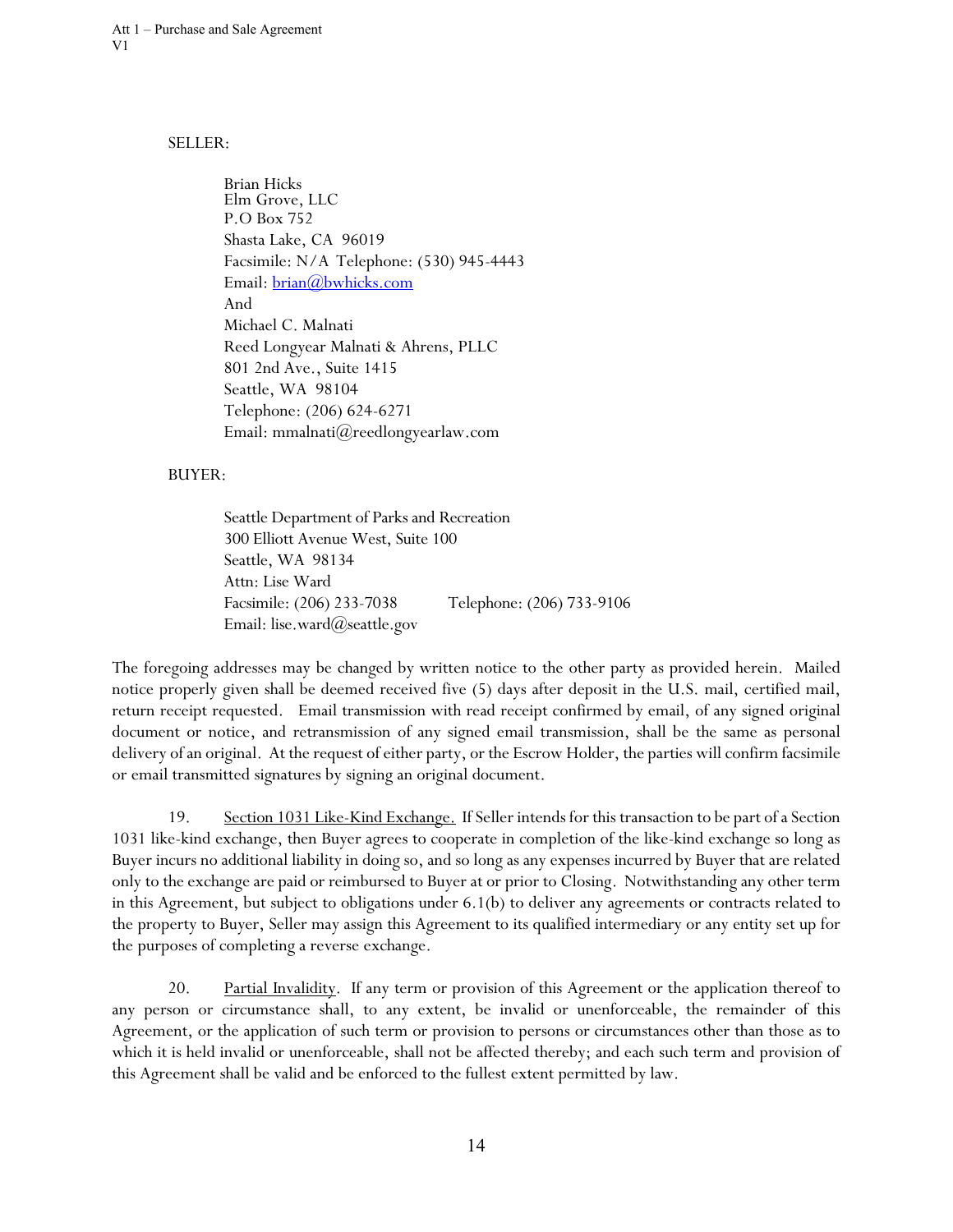SELLER:

Brian Hicks
Elm Grove, LLC
P.O Box 752
Shasta Lake, CA 96019
Facsimile: N/A Telephone: (530) 945-4443
Email: brian@bwhicks.com
And
Michael C. Malnati
Reed Longyear Malnati & Ahrens, PLLC
801 2nd Ave., Suite 1415
Seattle, WA 98104
Telephone: (206) 624-6271
Email: mmalnati@reedlongyearlaw.com

BUYER:

Seattle Department of Parks and Recreation
300 Elliott Avenue West, Suite 100
Seattle, WA 98134
Attn: Lise Ward
Facsimile: (206) 233-7038 Telephone: (206) 733-9106
Email: lise.ward@seattle.gov

The foregoing addresses may be changed by written notice to the other party as provided herein. Mailed notice properly given shall be deemed received five (5) days after deposit in the U.S. mail, certified mail, return receipt requested. Email transmission with read receipt confirmed by email, of any signed original document or notice, and retransmission of any signed email transmission, shall be the same as personal delivery of an original. At the request of either party, or the Escrow Holder, the parties will confirm facsimile or email transmitted signatures by signing an original document.

19. Section 1031 Like-Kind Exchange. If Seller intends for this transaction to be part of a Section 1031 like-kind exchange, then Buyer agrees to cooperate in completion of the like-kind exchange so long as Buyer incurs no additional liability in doing so, and so long as any expenses incurred by Buyer that are related only to the exchange are paid or reimbursed to Buyer at or prior to Closing. Notwithstanding any other term in this Agreement, but subject to obligations under 6.1(b) to deliver any agreements or contracts related to the property to Buyer, Seller may assign this Agreement to its qualified intermediary or any entity set up for the purposes of completing a reverse exchange.

20. Partial Invalidity. If any term or provision of this Agreement or the application thereof to any person or circumstance shall, to any extent, be invalid or unenforceable, the remainder of this Agreement, or the application of such term or provision to persons or circumstances other than those as to which it is held invalid or unenforceable, shall not be affected thereby; and each such term and provision of this Agreement shall be valid and be enforced to the fullest extent permitted by law.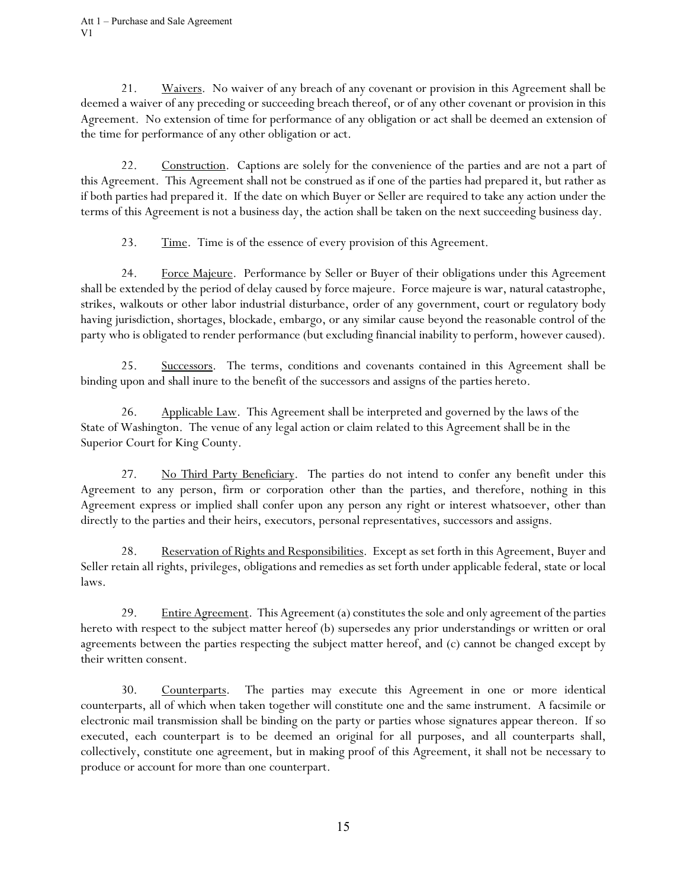21. Waivers. No waiver of any breach of any covenant or provision in this Agreement shall be deemed a waiver of any preceding or succeeding breach thereof, or of any other covenant or provision in this Agreement. No extension of time for performance of any obligation or act shall be deemed an extension of the time for performance of any other obligation or act.

22. Construction. Captions are solely for the convenience of the parties and are not a part of this Agreement. This Agreement shall not be construed as if one of the parties had prepared it, but rather as if both parties had prepared it. If the date on which Buyer or Seller are required to take any action under the terms of this Agreement is not a business day, the action shall be taken on the next succeeding business day.

23. Time. Time is of the essence of every provision of this Agreement.

24. Force Majeure. Performance by Seller or Buyer of their obligations under this Agreement shall be extended by the period of delay caused by force majeure. Force majeure is war, natural catastrophe, strikes, walkouts or other labor industrial disturbance, order of any government, court or regulatory body having jurisdiction, shortages, blockade, embargo, or any similar cause beyond the reasonable control of the party who is obligated to render performance (but excluding financial inability to perform, however caused).

25. Successors. The terms, conditions and covenants contained in this Agreement shall be binding upon and shall inure to the benefit of the successors and assigns of the parties hereto.

26. Applicable Law. This Agreement shall be interpreted and governed by the laws of the State of Washington. The venue of any legal action or claim related to this Agreement shall be in the Superior Court for King County.

27. No Third Party Beneficiary. The parties do not intend to confer any benefit under this Agreement to any person, firm or corporation other than the parties, and therefore, nothing in this Agreement express or implied shall confer upon any person any right or interest whatsoever, other than directly to the parties and their heirs, executors, personal representatives, successors and assigns.

28. Reservation of Rights and Responsibilities. Except as set forth in this Agreement, Buyer and Seller retain all rights, privileges, obligations and remedies as set forth under applicable federal, state or local laws.

29. Entire Agreement. This Agreement (a) constitutes the sole and only agreement of the parties hereto with respect to the subject matter hereof (b) supersedes any prior understandings or written or oral agreements between the parties respecting the subject matter hereof, and (c) cannot be changed except by their written consent.

30. Counterparts. The parties may execute this Agreement in one or more identical counterparts, all of which when taken together will constitute one and the same instrument. A facsimile or electronic mail transmission shall be binding on the party or parties whose signatures appear thereon. If so executed, each counterpart is to be deemed an original for all purposes, and all counterparts shall, collectively, constitute one agreement, but in making proof of this Agreement, it shall not be necessary to produce or account for more than one counterpart.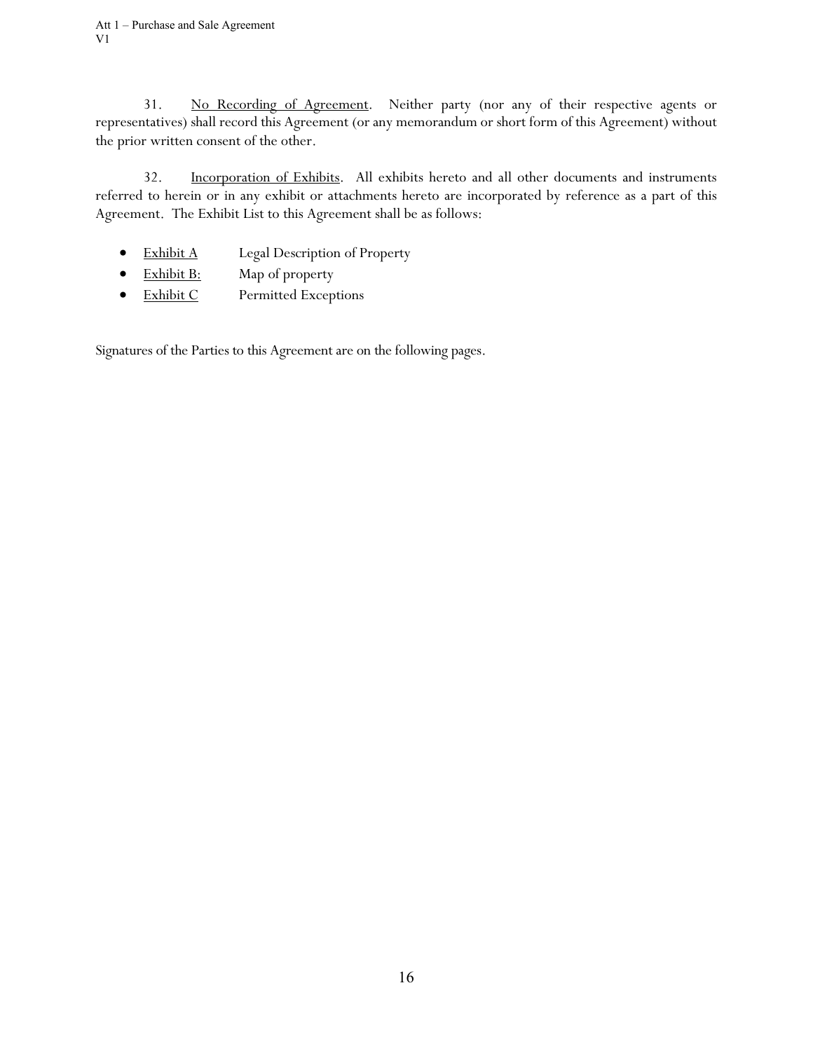31. No Recording of Agreement. Neither party (nor any of their respective agents or representatives) shall record this Agreement (or any memorandum or short form of this Agreement) without the prior written consent of the other.

32. Incorporation of Exhibits. All exhibits hereto and all other documents and instruments referred to herein or in any exhibit or attachments hereto are incorporated by reference as a part of this Agreement. The Exhibit List to this Agreement shall be as follows:

- Exhibit A Legal Description of Property
- Exhibit B: Map of property
- Exhibit C Permitted Exceptions

Signatures of the Parties to this Agreement are on the following pages.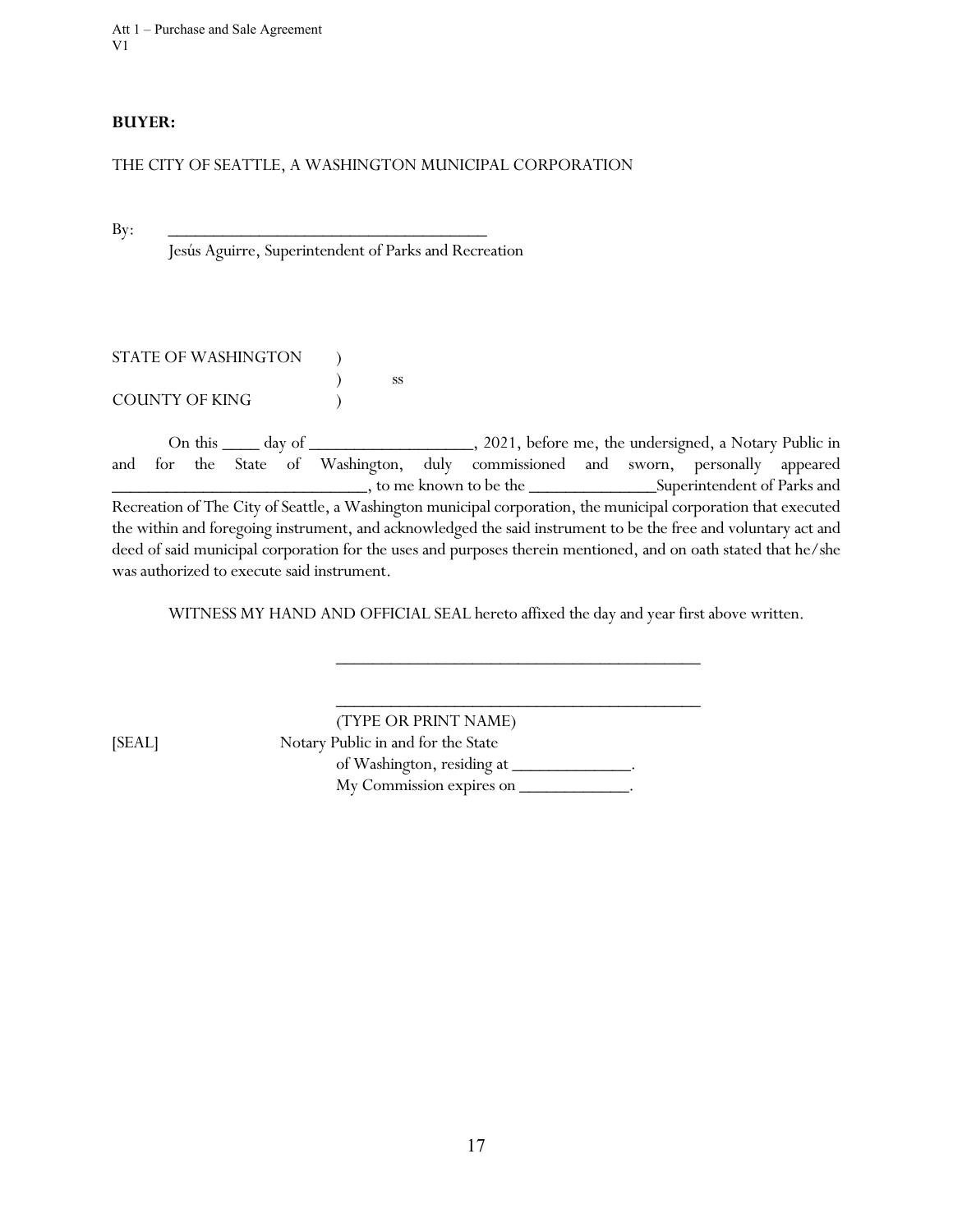**BUYER:**

THE CITY OF SEATTLE, A WASHINGTON MUNICIPAL CORPORATION

By: ____________________________________
Jesús Aguirre, Superintendent of Parks and Recreation

STATE OF WASHINGTON )
) ss
COUNTY OF KING )

On this ____ day of __________________, 2021, before me, the undersigned, a Notary Public in and for the State of Washington, duly commissioned and sworn, personally appeared ____________________________, to me known to be the ______________Superintendent of Parks and Recreation of The City of Seattle, a Washington municipal corporation, the municipal corporation that executed the within and foregoing instrument, and acknowledged the said instrument to be the free and voluntary act and deed of said municipal corporation for the uses and purposes therein mentioned, and on oath stated that he/she was authorized to execute said instrument.

WITNESS MY HAND AND OFFICIAL SEAL hereto affixed the day and year first above written.

_________________________________________

_________________________________________
(TYPE OR PRINT NAME)

[SEAL] Notary Public in and for the State
of Washington, residing at _____________.
My Commission expires on ____________.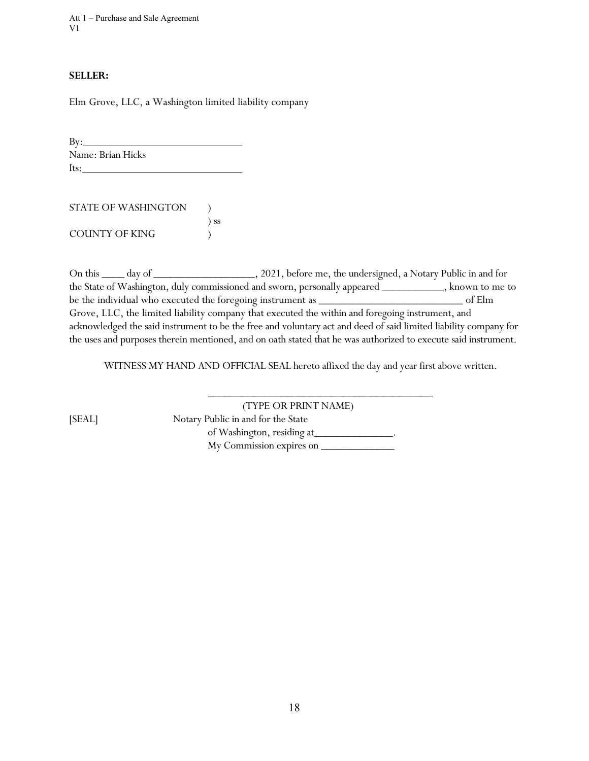**SELLER:**

Elm Grove, LLC, a Washington limited liability company

By:_____________________________
Name: Brian Hicks
Its:_____________________________

STATE OF WASHINGTON )
) ss
COUNTY OF KING )

On this ____ day of __________________, 2021, before me, the undersigned, a Notary Public in and for the State of Washington, duly commissioned and sworn, personally appeared ___________, known to me to be the individual who executed the foregoing instrument as __________________________ of Elm Grove, LLC, the limited liability company that executed the within and foregoing instrument, and acknowledged the said instrument to be the free and voluntary act and deed of said limited liability company for the uses and purposes therein mentioned, and on oath stated that he was authorized to execute said instrument.

WITNESS MY HAND AND OFFICIAL SEAL hereto affixed the day and year first above written.

_________________________________________
(TYPE OR PRINT NAME)

[SEAL] Notary Public in and for the State
of Washington, residing at______________.
My Commission expires on _____________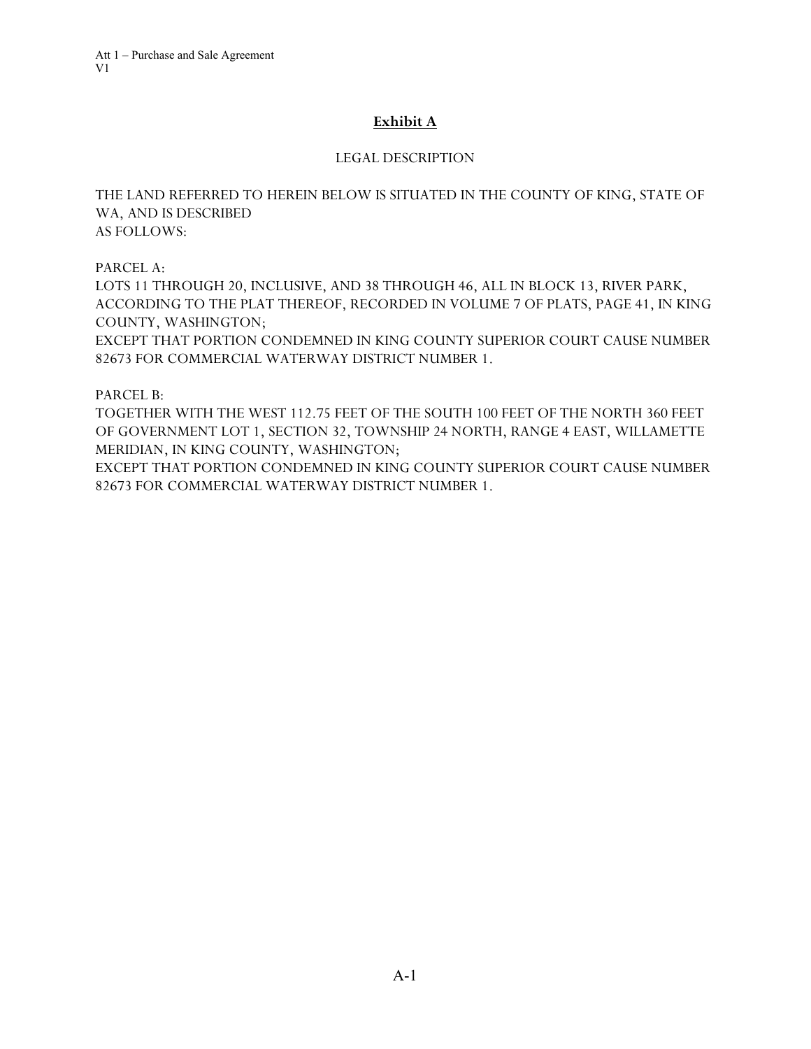## Exhibit A

LEGAL DESCRIPTION

THE LAND REFERRED TO HEREIN BELOW IS SITUATED IN THE COUNTY OF KING, STATE OF WA, AND IS DESCRIBED
AS FOLLOWS:

PARCEL A:
LOTS 11 THROUGH 20, INCLUSIVE, AND 38 THROUGH 46, ALL IN BLOCK 13, RIVER PARK, ACCORDING TO THE PLAT THEREOF, RECORDED IN VOLUME 7 OF PLATS, PAGE 41, IN KING COUNTY, WASHINGTON;
EXCEPT THAT PORTION CONDEMNED IN KING COUNTY SUPERIOR COURT CAUSE NUMBER 82673 FOR COMMERCIAL WATERWAY DISTRICT NUMBER 1.

PARCEL B:
TOGETHER WITH THE WEST 112.75 FEET OF THE SOUTH 100 FEET OF THE NORTH 360 FEET OF GOVERNMENT LOT 1, SECTION 32, TOWNSHIP 24 NORTH, RANGE 4 EAST, WILLAMETTE MERIDIAN, IN KING COUNTY, WASHINGTON;
EXCEPT THAT PORTION CONDEMNED IN KING COUNTY SUPERIOR COURT CAUSE NUMBER 82673 FOR COMMERCIAL WATERWAY DISTRICT NUMBER 1.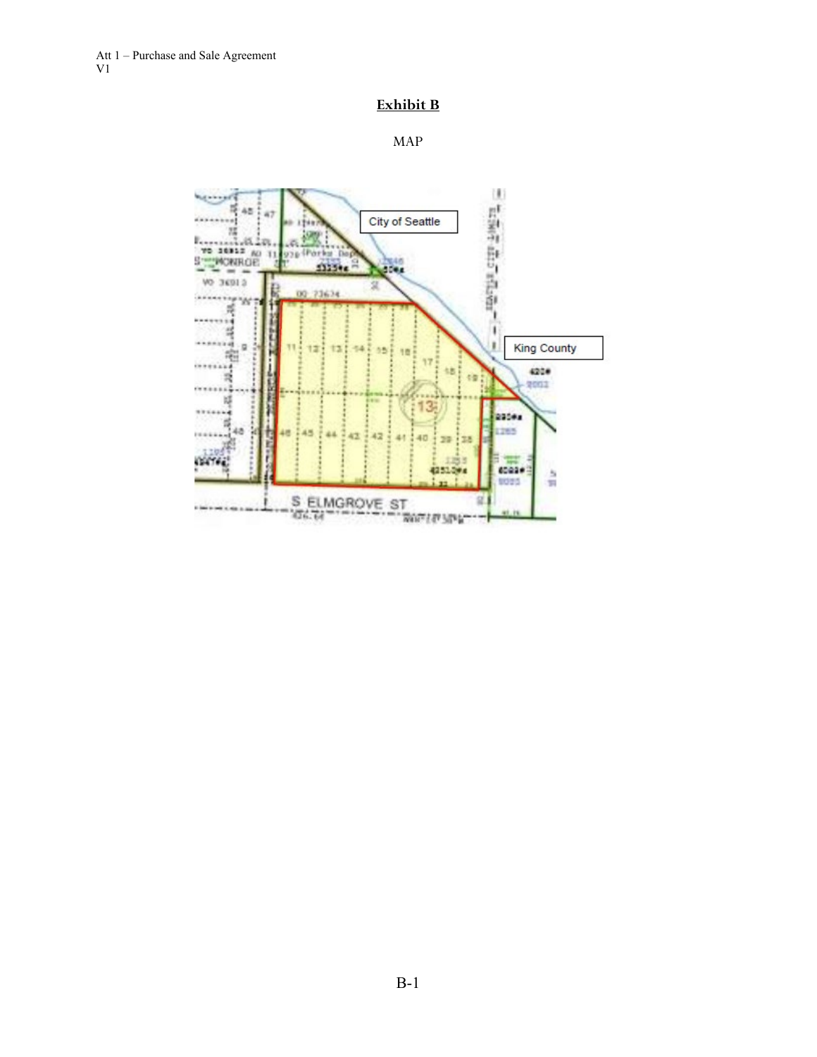# Exhibit B

MAP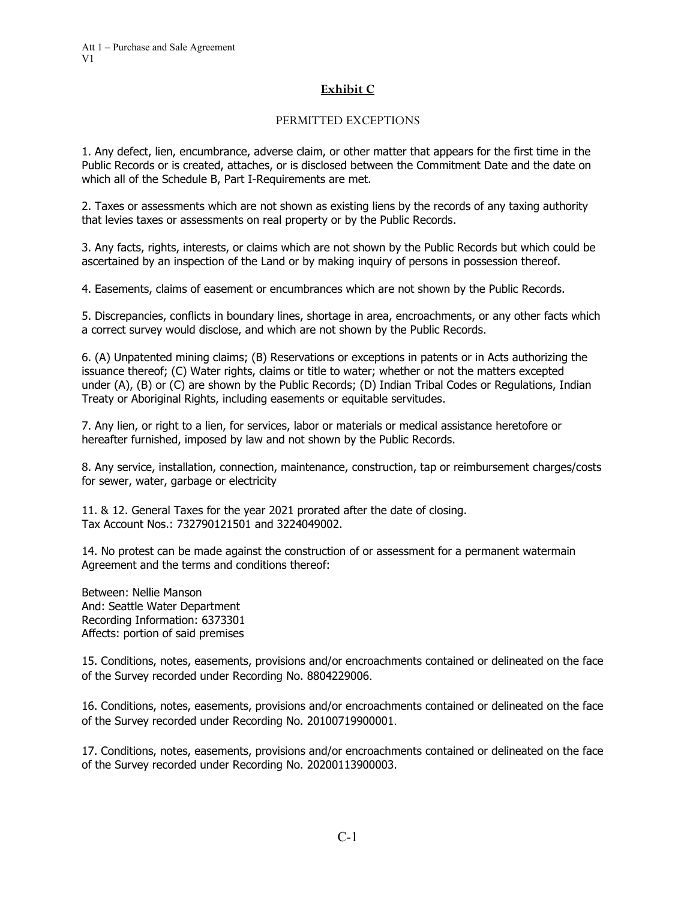## Exhibit C

PERMITTED EXCEPTIONS

1. Any defect, lien, encumbrance, adverse claim, or other matter that appears for the first time in the Public Records or is created, attaches, or is disclosed between the Commitment Date and the date on which all of the Schedule B, Part I-Requirements are met.

2. Taxes or assessments which are not shown as existing liens by the records of any taxing authority that levies taxes or assessments on real property or by the Public Records.

3. Any facts, rights, interests, or claims which are not shown by the Public Records but which could be ascertained by an inspection of the Land or by making inquiry of persons in possession thereof.

4. Easements, claims of easement or encumbrances which are not shown by the Public Records.

5. Discrepancies, conflicts in boundary lines, shortage in area, encroachments, or any other facts which a correct survey would disclose, and which are not shown by the Public Records.

6. (A) Unpatented mining claims; (B) Reservations or exceptions in patents or in Acts authorizing the issuance thereof; (C) Water rights, claims or title to water; whether or not the matters excepted under (A), (B) or (C) are shown by the Public Records; (D) Indian Tribal Codes or Regulations, Indian Treaty or Aboriginal Rights, including easements or equitable servitudes.

7. Any lien, or right to a lien, for services, labor or materials or medical assistance heretofore or hereafter furnished, imposed by law and not shown by the Public Records.

8. Any service, installation, connection, maintenance, construction, tap or reimbursement charges/costs for sewer, water, garbage or electricity

11. & 12. General Taxes for the year 2021 prorated after the date of closing.
Tax Account Nos.: 732790121501 and 3224049002.

14. No protest can be made against the construction of or assessment for a permanent watermain Agreement and the terms and conditions thereof:

Between: Nellie Manson
And: Seattle Water Department
Recording Information: 6373301
Affects: portion of said premises

15. Conditions, notes, easements, provisions and/or encroachments contained or delineated on the face of the Survey recorded under Recording No. 8804229006.

16. Conditions, notes, easements, provisions and/or encroachments contained or delineated on the face of the Survey recorded under Recording No. 20100719900001.

17. Conditions, notes, easements, provisions and/or encroachments contained or delineated on the face of the Survey recorded under Recording No. 20200113900003.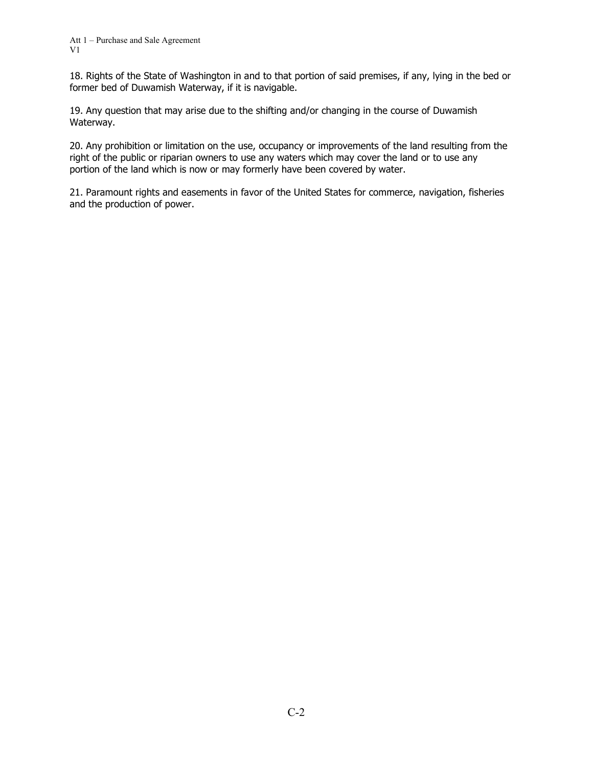18. Rights of the State of Washington in and to that portion of said premises, if any, lying in the bed or former bed of Duwamish Waterway, if it is navigable.

19. Any question that may arise due to the shifting and/or changing in the course of Duwamish Waterway.

20. Any prohibition or limitation on the use, occupancy or improvements of the land resulting from the right of the public or riparian owners to use any waters which may cover the land or to use any portion of the land which is now or may formerly have been covered by water.

21. Paramount rights and easements in favor of the United States for commerce, navigation, fisheries and the production of power.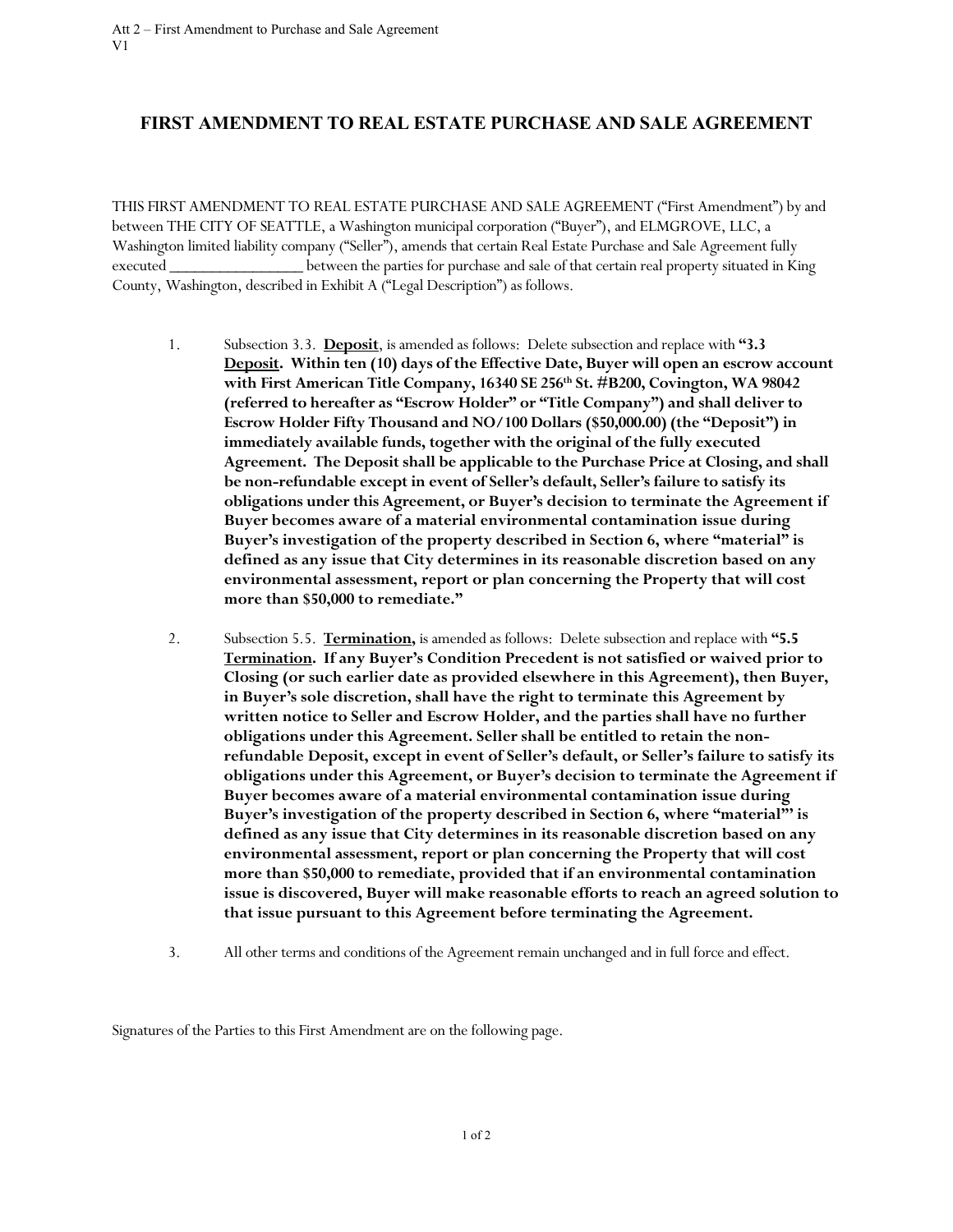Att 2 – First Amendment to Purchase and Sale Agreement
V1

# FIRST AMENDMENT TO REAL ESTATE PURCHASE AND SALE AGREEMENT

THIS FIRST AMENDMENT TO REAL ESTATE PURCHASE AND SALE AGREEMENT ("First Amendment") by and between THE CITY OF SEATTLE, a Washington municipal corporation ("Buyer"), and ELMGROVE, LLC, a Washington limited liability company ("Seller"), amends that certain Real Estate Purchase and Sale Agreement fully executed ________________ between the parties for purchase and sale of that certain real property situated in King County, Washington, described in Exhibit A ("Legal Description") as follows.

1. Subsection 3.3. **Deposit**, is amended as follows: Delete subsection and replace with **"3.3 Deposit. Within ten (10) days of the Effective Date, Buyer will open an escrow account with First American Title Company, 16340 SE 256th St. #B200, Covington, WA 98042 (referred to hereafter as "Escrow Holder" or "Title Company") and shall deliver to Escrow Holder Fifty Thousand and NO/100 Dollars ($50,000.00) (the "Deposit") in immediately available funds, together with the original of the fully executed Agreement. The Deposit shall be applicable to the Purchase Price at Closing, and shall be non-refundable except in event of Seller's default, Seller's failure to satisfy its obligations under this Agreement, or Buyer's decision to terminate the Agreement if Buyer becomes aware of a material environmental contamination issue during Buyer's investigation of the property described in Section 6, where "material" is defined as any issue that City determines in its reasonable discretion based on any environmental assessment, report or plan concerning the Property that will cost more than $50,000 to remediate."**

2. Subsection 5.5. **Termination,** is amended as follows: Delete subsection and replace with **"5.5 Termination. If any Buyer's Condition Precedent is not satisfied or waived prior to Closing (or such earlier date as provided elsewhere in this Agreement), then Buyer, in Buyer's sole discretion, shall have the right to terminate this Agreement by written notice to Seller and Escrow Holder, and the parties shall have no further obligations under this Agreement. Seller shall be entitled to retain the non-refundable Deposit, except in event of Seller's default, or Seller's failure to satisfy its obligations under this Agreement, or Buyer's decision to terminate the Agreement if Buyer becomes aware of a material environmental contamination issue during Buyer's investigation of the property described in Section 6, where "material"' is defined as any issue that City determines in its reasonable discretion based on any environmental assessment, report or plan concerning the Property that will cost more than $50,000 to remediate, provided that if an environmental contamination issue is discovered, Buyer will make reasonable efforts to reach an agreed solution to that issue pursuant to this Agreement before terminating the Agreement.**

3. All other terms and conditions of the Agreement remain unchanged and in full force and effect.

Signatures of the Parties to this First Amendment are on the following page.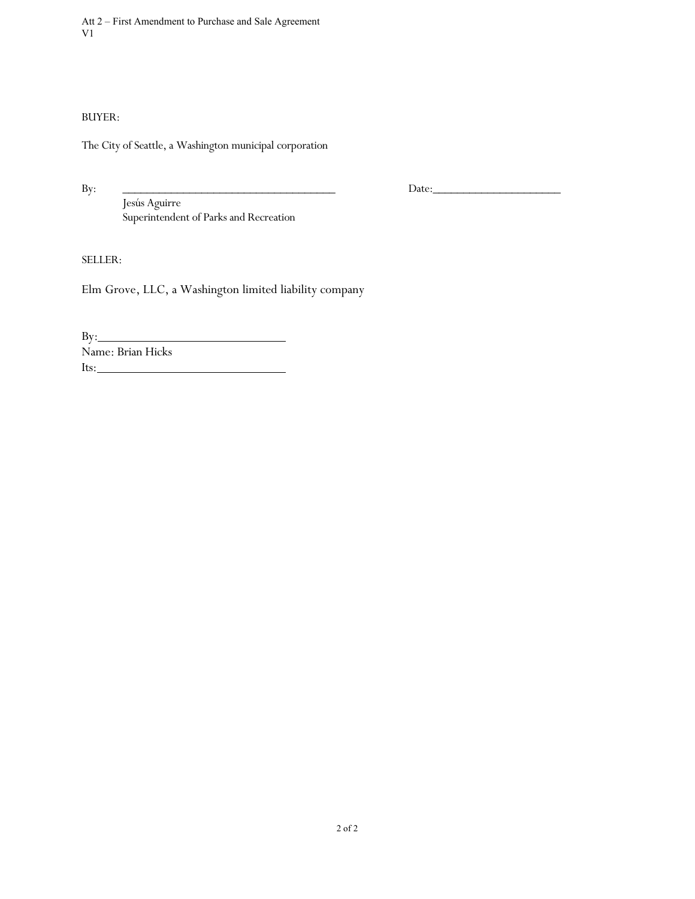BUYER:

The City of Seattle, a Washington municipal corporation

By: ______________________________________ Date:______________________

Jesús Aguirre
Superintendent of Parks and Recreation

SELLER:

Elm Grove, LLC, a Washington limited liability company

By:______________________________
Name: Brian Hicks
Its:______________________________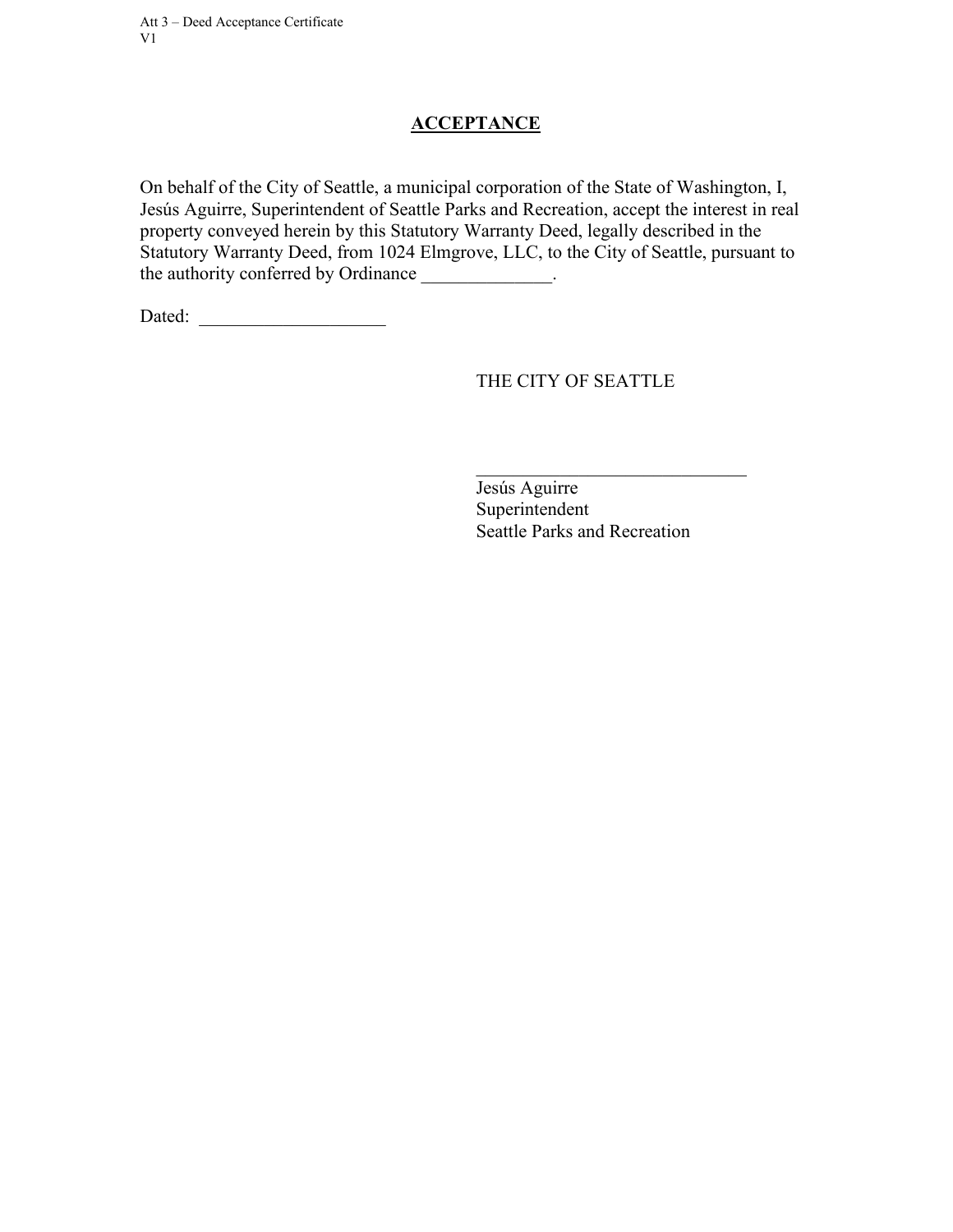Att 3 – Deed Acceptance Certificate
V1

# ACCEPTANCE

On behalf of the City of Seattle, a municipal corporation of the State of Washington, I, Jesús Aguirre, Superintendent of Seattle Parks and Recreation, accept the interest in real property conveyed herein by this Statutory Warranty Deed, legally described in the Statutory Warranty Deed, from 1024 Elmgrove, LLC, to the City of Seattle, pursuant to the authority conferred by Ordinance ______________.

Dated: ____________________

THE CITY OF SEATTLE

______________________________
Jesús Aguirre
Superintendent
Seattle Parks and Recreation